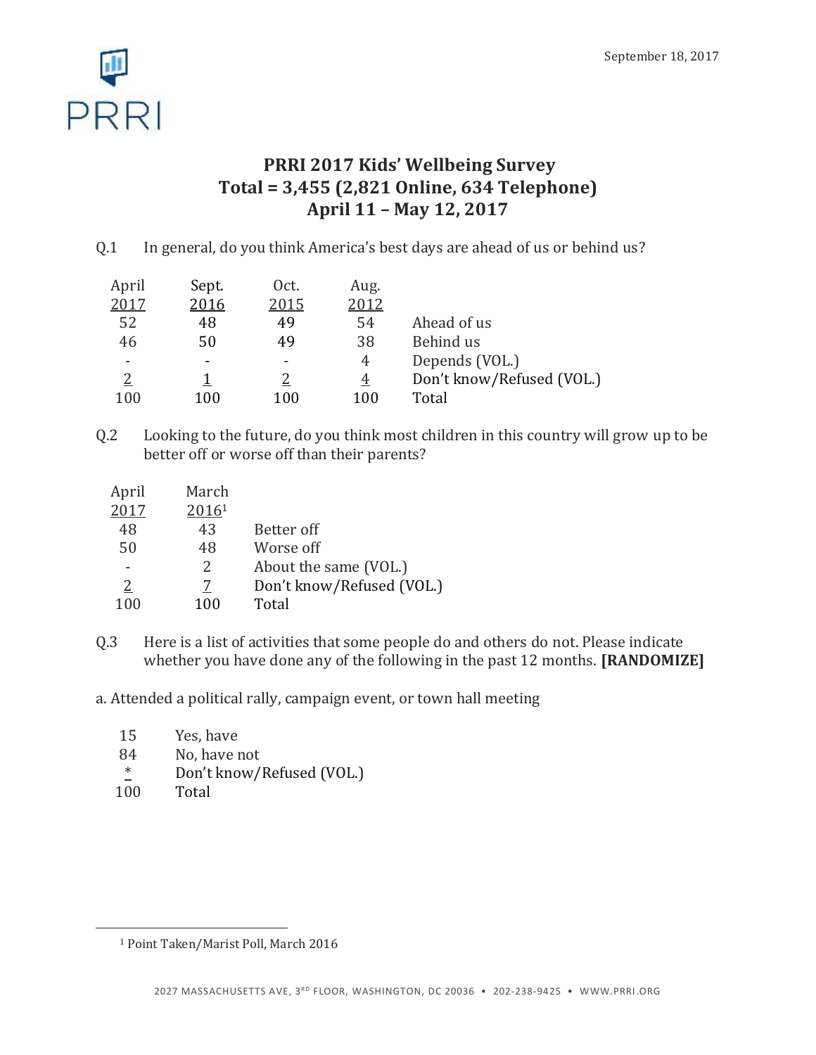September 18, 2017

# PRRI 2017 Kids' Wellbeing Survey
## Total = 3,455 (2,821 Online, 634 Telephone)
## April 11 – May 12, 2017

Q.1 In general, do you think America's best days are ahead of us or behind us?

| April 2017 | Sept. 2016 | Oct. 2015 | Aug. 2012 | |
|---|---|---|---|---|
| 52 | 48 | 49 | 54 | Ahead of us |
| 46 | 50 | 49 | 38 | Behind us |
| - | - | - | 4 | Depends (VOL.) |
| 2 | 1 | 2 | 4 | Don't know/Refused (VOL.) |
| 100 | 100 | 100 | 100 | Total |

Q.2 Looking to the future, do you think most children in this country will grow up to be better off or worse off than their parents?

| April 2017 | March 2016[1] | |
|---|---|---|
| 48 | 43 | Better off |
| 50 | 48 | Worse off |
| - | 2 | About the same (VOL.) |
| 2 | 7 | Don't know/Refused (VOL.) |
| 100 | 100 | Total |

Q.3 Here is a list of activities that some people do and others do not. Please indicate whether you have done any of the following in the past 12 months. **[RANDOMIZE]**

a. Attended a political rally, campaign event, or town hall meeting

| | |
|---|---|
| 15 | Yes, have |
| 84 | No, have not |
| * | Don't know/Refused (VOL.) |
| 100 | Total |

[1] Point Taken/Marist Poll, March 2016

2027 MASSACHUSETTS AVE, 3RD FLOOR, WASHINGTON, DC 20036 • 202-238-9425 • WWW.PRRI.ORG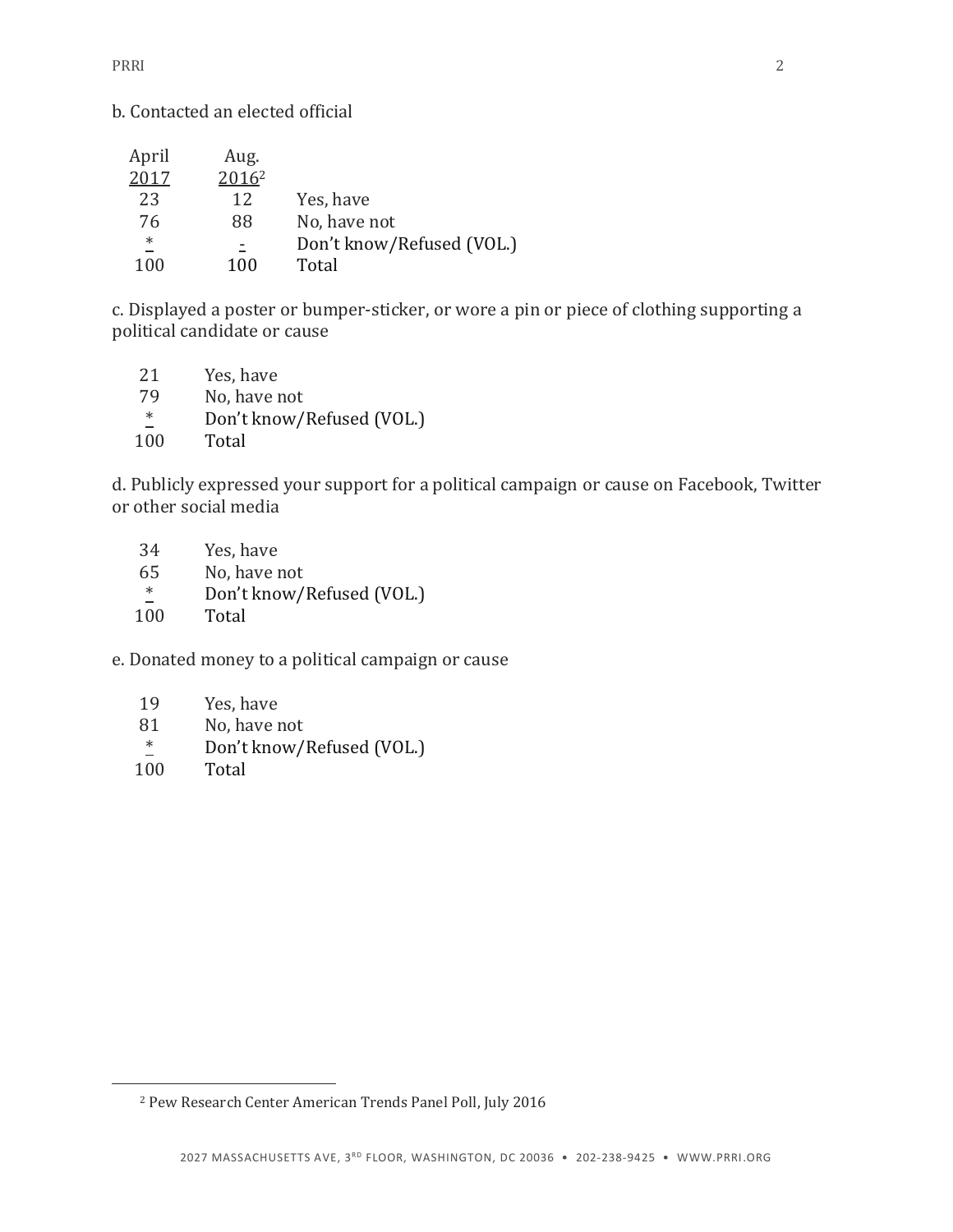b. Contacted an elected official

| April 2017 | Aug. 2016[2] | |
|---|---|---|
| 23 | 12 | Yes, have |
| 76 | 88 | No, have not |
| * | - | Don't know/Refused (VOL.) |
| 100 | 100 | Total |

c. Displayed a poster or bumper-sticker, or wore a pin or piece of clothing supporting a political candidate or cause

| | |
|---|---|
| 21 | Yes, have |
| 79 | No, have not |
| * | Don't know/Refused (VOL.) |
| 100 | Total |

d. Publicly expressed your support for a political campaign or cause on Facebook, Twitter or other social media

| | |
|---|---|
| 34 | Yes, have |
| 65 | No, have not |
| * | Don't know/Refused (VOL.) |
| 100 | Total |

e. Donated money to a political campaign or cause

| | |
|---|---|
| 19 | Yes, have |
| 81 | No, have not |
| * | Don't know/Refused (VOL.) |
| 100 | Total |

[2] Pew Research Center American Trends Panel Poll, July 2016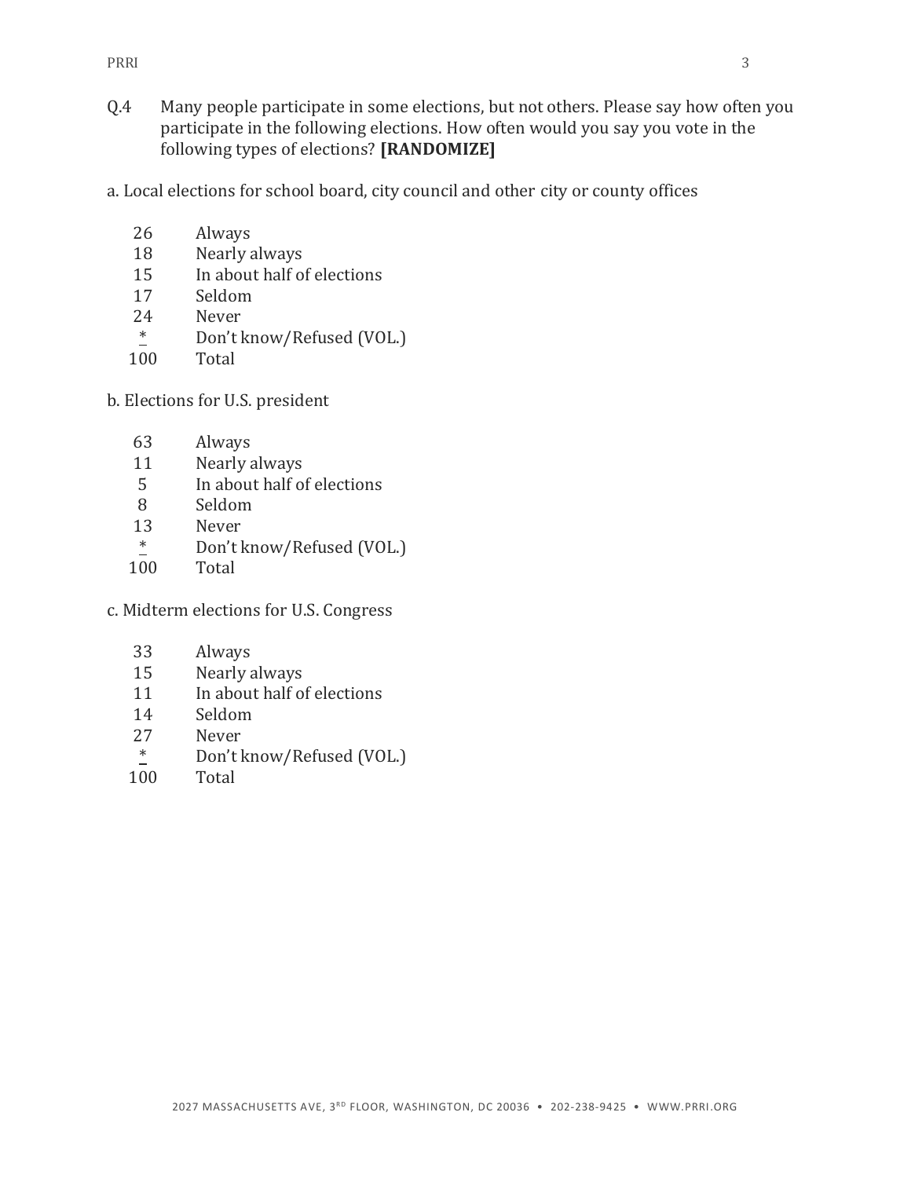Q.4 Many people participate in some elections, but not others. Please say how often you participate in the following elections. How often would you say you vote in the following types of elections? **[RANDOMIZE]**

a. Local elections for school board, city council and other city or county offices

| | |
|---|---|
| 26 | Always |
| 18 | Nearly always |
| 15 | In about half of elections |
| 17 | Seldom |
| 24 | Never |
| * | Don't know/Refused (VOL.) |
| 100 | Total |

b. Elections for U.S. president

| | |
|---|---|
| 63 | Always |
| 11 | Nearly always |
| 5 | In about half of elections |
| 8 | Seldom |
| 13 | Never |
| * | Don't know/Refused (VOL.) |
| 100 | Total |

c. Midterm elections for U.S. Congress

| | |
|---|---|
| 33 | Always |
| 15 | Nearly always |
| 11 | In about half of elections |
| 14 | Seldom |
| 27 | Never |
| * | Don't know/Refused (VOL.) |
| 100 | Total |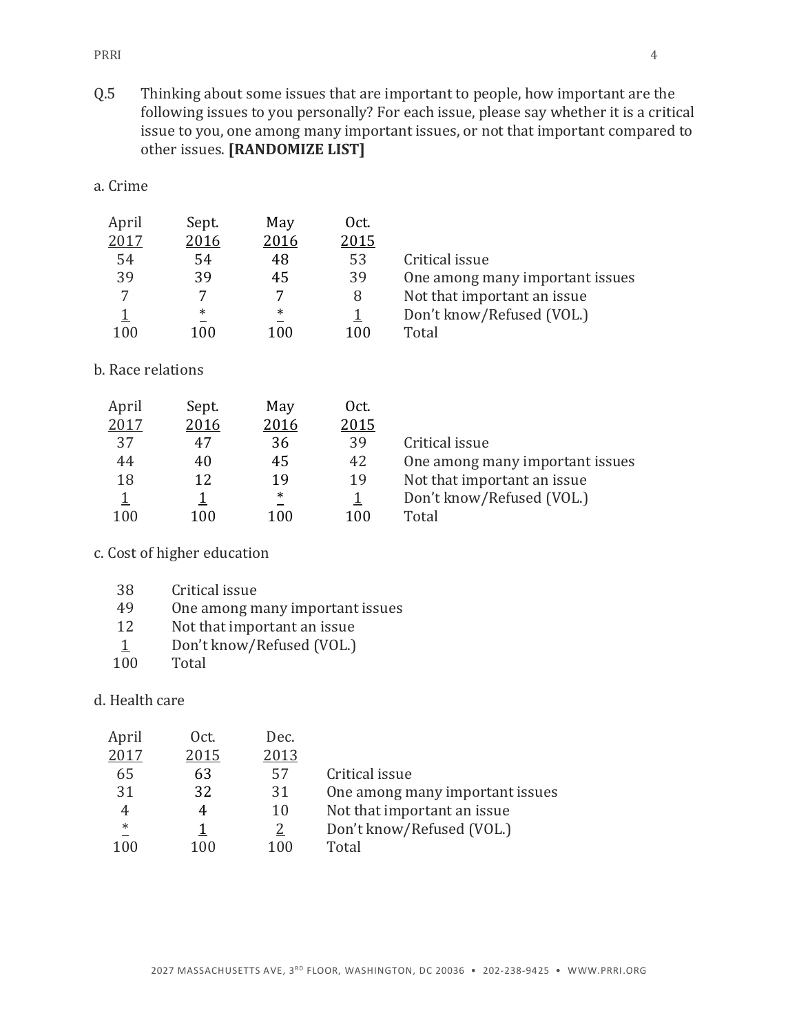Q.5 Thinking about some issues that are important to people, how important are the following issues to you personally? For each issue, please say whether it is a critical issue to you, one among many important issues, or not that important compared to other issues. **[RANDOMIZE LIST]**

a. Crime

| April 2017 | Sept. 2016 | May 2016 | Oct. 2015 | |
|---|---|---|---|---|
| 54 | 54 | 48 | 53 | Critical issue |
| 39 | 39 | 45 | 39 | One among many important issues |
| 7 | 7 | 7 | 8 | Not that important an issue |
| 1 | * | * | 1 | Don't know/Refused (VOL.) |
| 100 | 100 | 100 | 100 | Total |

b. Race relations

| April 2017 | Sept. 2016 | May 2016 | Oct. 2015 | |
|---|---|---|---|---|
| 37 | 47 | 36 | 39 | Critical issue |
| 44 | 40 | 45 | 42 | One among many important issues |
| 18 | 12 | 19 | 19 | Not that important an issue |
| 1 | 1 | * | 1 | Don't know/Refused (VOL.) |
| 100 | 100 | 100 | 100 | Total |

c. Cost of higher education

| | |
|---|---|
| 38 | Critical issue |
| 49 | One among many important issues |
| 12 | Not that important an issue |
| 1 | Don't know/Refused (VOL.) |
| 100 | Total |

d. Health care

| April 2017 | Oct. 2015 | Dec. 2013 | |
|---|---|---|---|
| 65 | 63 | 57 | Critical issue |
| 31 | 32 | 31 | One among many important issues |
| 4 | 4 | 10 | Not that important an issue |
| * | 1 | 2 | Don't know/Refused (VOL.) |
| 100 | 100 | 100 | Total |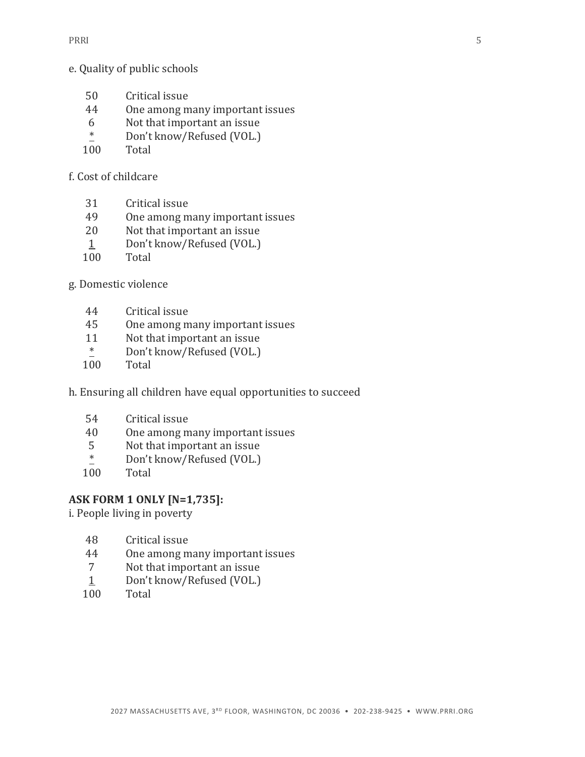e. Quality of public schools

| | |
|---|---|
| 50 | Critical issue |
| 44 | One among many important issues |
| 6 | Not that important an issue |
| * | Don't know/Refused (VOL.) |
| 100 | Total |

f. Cost of childcare

| | |
|---|---|
| 31 | Critical issue |
| 49 | One among many important issues |
| 20 | Not that important an issue |
| 1 | Don't know/Refused (VOL.) |
| 100 | Total |

g. Domestic violence

| | |
|---|---|
| 44 | Critical issue |
| 45 | One among many important issues |
| 11 | Not that important an issue |
| * | Don't know/Refused (VOL.) |
| 100 | Total |

h. Ensuring all children have equal opportunities to succeed

| | |
|---|---|
| 54 | Critical issue |
| 40 | One among many important issues |
| 5 | Not that important an issue |
| * | Don't know/Refused (VOL.) |
| 100 | Total |

**ASK FORM 1 ONLY [N=1,735]:**

i. People living in poverty

| | |
|---|---|
| 48 | Critical issue |
| 44 | One among many important issues |
| 7 | Not that important an issue |
| 1 | Don't know/Refused (VOL.) |
| 100 | Total |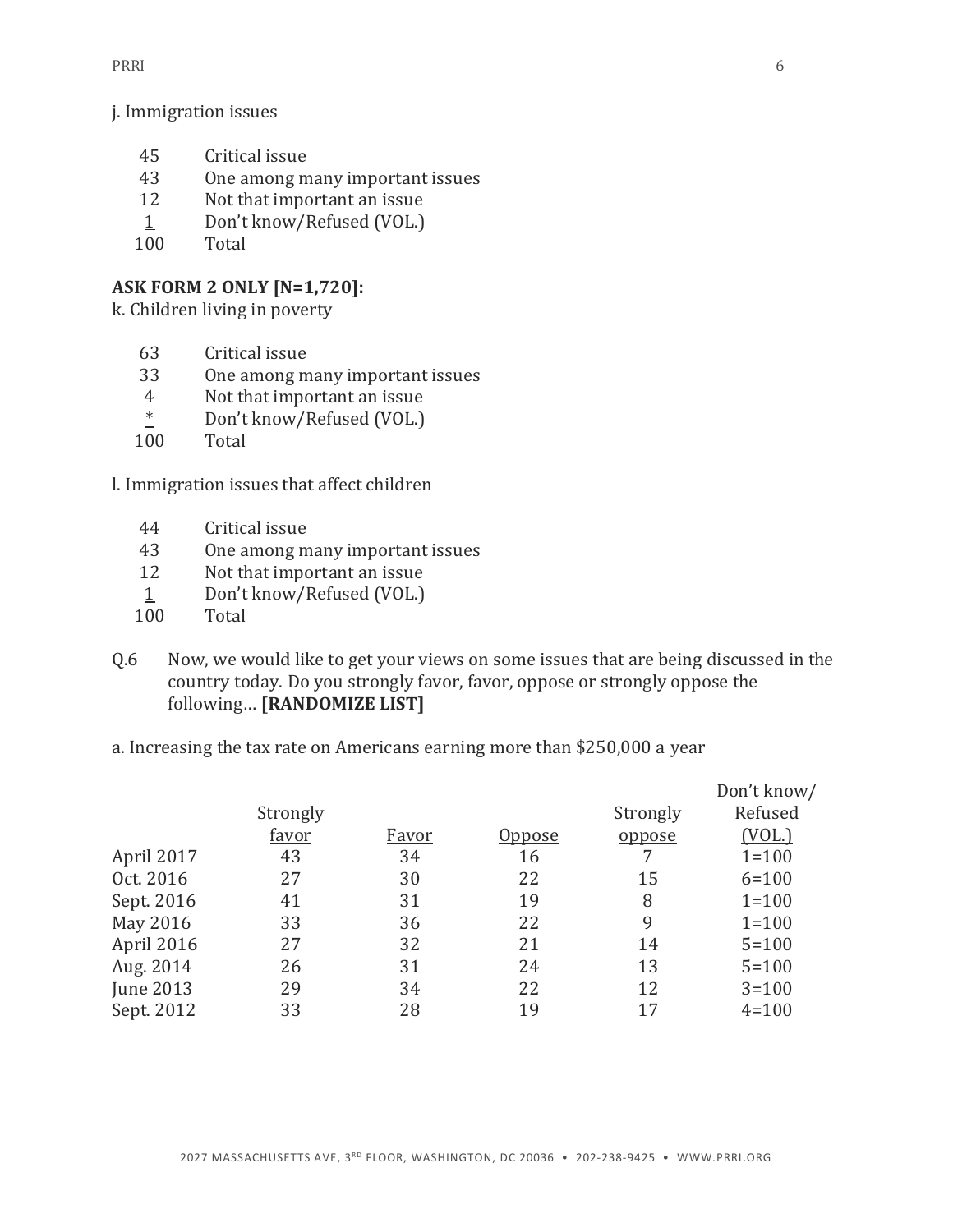j. Immigration issues

| | |
|---|---|
| 45 | Critical issue |
| 43 | One among many important issues |
| 12 | Not that important an issue |
| 1 | Don't know/Refused (VOL.) |
| 100 | Total |

**ASK FORM 2 ONLY [N=1,720]:**

k. Children living in poverty

| | |
|---|---|
| 63 | Critical issue |
| 33 | One among many important issues |
| 4 | Not that important an issue |
| * | Don't know/Refused (VOL.) |
| 100 | Total |

l. Immigration issues that affect children

| | |
|---|---|
| 44 | Critical issue |
| 43 | One among many important issues |
| 12 | Not that important an issue |
| 1 | Don't know/Refused (VOL.) |
| 100 | Total |

Q.6 Now, we would like to get your views on some issues that are being discussed in the country today. Do you strongly favor, favor, oppose or strongly oppose the following… **[RANDOMIZE LIST]**

a. Increasing the tax rate on Americans earning more than $250,000 a year

| | Strongly favor | Favor | Oppose | Strongly oppose | Don't know/ Refused (VOL.) |
|---|---|---|---|---|---|
| April 2017 | 43 | 34 | 16 | 7 | 1=100 |
| Oct. 2016 | 27 | 30 | 22 | 15 | 6=100 |
| Sept. 2016 | 41 | 31 | 19 | 8 | 1=100 |
| May 2016 | 33 | 36 | 22 | 9 | 1=100 |
| April 2016 | 27 | 32 | 21 | 14 | 5=100 |
| Aug. 2014 | 26 | 31 | 24 | 13 | 5=100 |
| June 2013 | 29 | 34 | 22 | 12 | 3=100 |
| Sept. 2012 | 33 | 28 | 19 | 17 | 4=100 |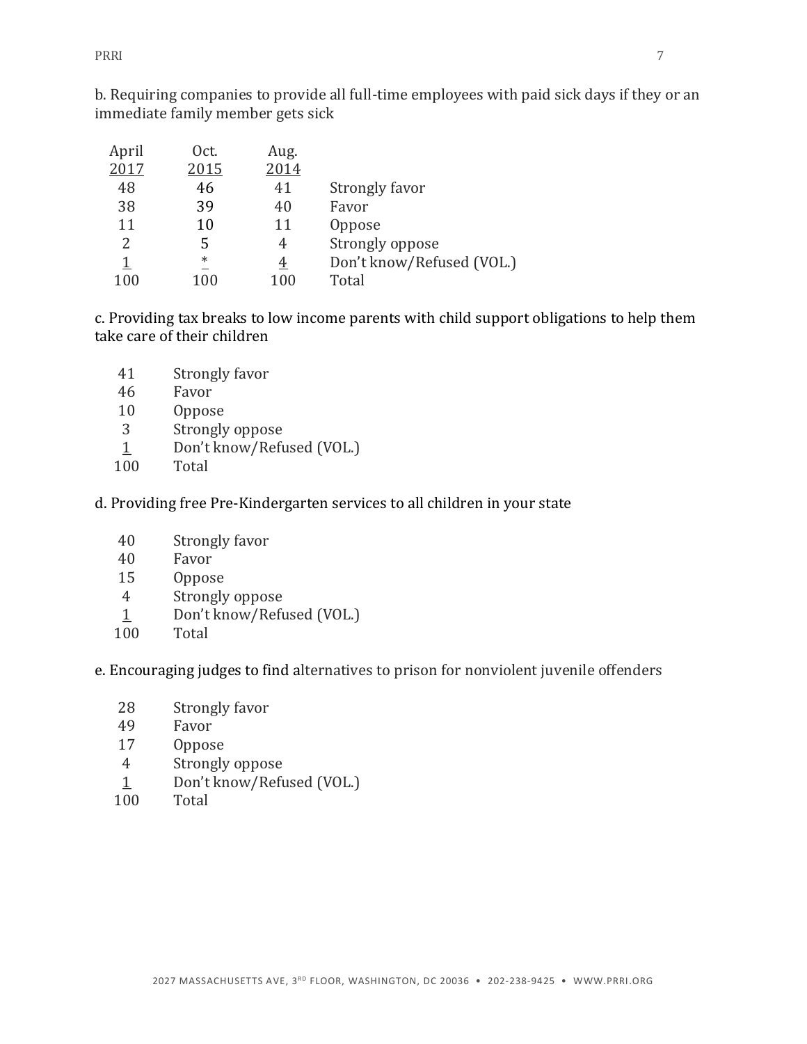b. Requiring companies to provide all full-time employees with paid sick days if they or an immediate family member gets sick

| April 2017 | Oct. 2015 | Aug. 2014 | |
|---|---|---|---|
| 48 | 46 | 41 | Strongly favor |
| 38 | 39 | 40 | Favor |
| 11 | 10 | 11 | Oppose |
| 2 | 5 | 4 | Strongly oppose |
| 1 | * | 4 | Don't know/Refused (VOL.) |
| 100 | 100 | 100 | Total |

c. Providing tax breaks to low income parents with child support obligations to help them take care of their children

| | |
|---|---|
| 41 | Strongly favor |
| 46 | Favor |
| 10 | Oppose |
| 3 | Strongly oppose |
| 1 | Don't know/Refused (VOL.) |
| 100 | Total |

d. Providing free Pre-Kindergarten services to all children in your state

| | |
|---|---|
| 40 | Strongly favor |
| 40 | Favor |
| 15 | Oppose |
| 4 | Strongly oppose |
| 1 | Don't know/Refused (VOL.) |
| 100 | Total |

e. Encouraging judges to find alternatives to prison for nonviolent juvenile offenders

| | |
|---|---|
| 28 | Strongly favor |
| 49 | Favor |
| 17 | Oppose |
| 4 | Strongly oppose |
| 1 | Don't know/Refused (VOL.) |
| 100 | Total |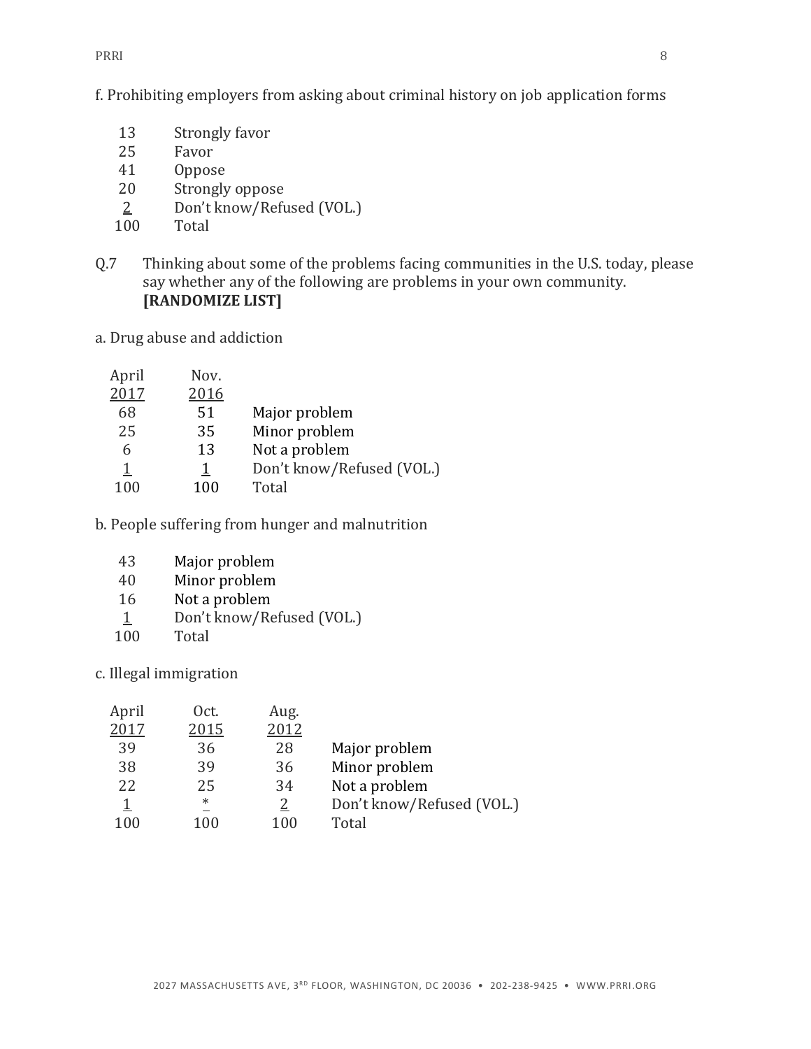f. Prohibiting employers from asking about criminal history on job application forms

| | |
|---|---|
| 13 | Strongly favor |
| 25 | Favor |
| 41 | Oppose |
| 20 | Strongly oppose |
| 2 | Don't know/Refused (VOL.) |
| 100 | Total |

Q.7 Thinking about some of the problems facing communities in the U.S. today, please say whether any of the following are problems in your own community. **[RANDOMIZE LIST]**

a. Drug abuse and addiction

| April 2017 | Nov. 2016 | |
|---|---|---|
| 68 | 51 | Major problem |
| 25 | 35 | Minor problem |
| 6 | 13 | Not a problem |
| 1 | 1 | Don't know/Refused (VOL.) |
| 100 | 100 | Total |

b. People suffering from hunger and malnutrition

| | |
|---|---|
| 43 | Major problem |
| 40 | Minor problem |
| 16 | Not a problem |
| 1 | Don't know/Refused (VOL.) |
| 100 | Total |

c. Illegal immigration

| April 2017 | Oct. 2015 | Aug. 2012 | |
|---|---|---|---|
| 39 | 36 | 28 | Major problem |
| 38 | 39 | 36 | Minor problem |
| 22 | 25 | 34 | Not a problem |
| 1 | * | 2 | Don't know/Refused (VOL.) |
| 100 | 100 | 100 | Total |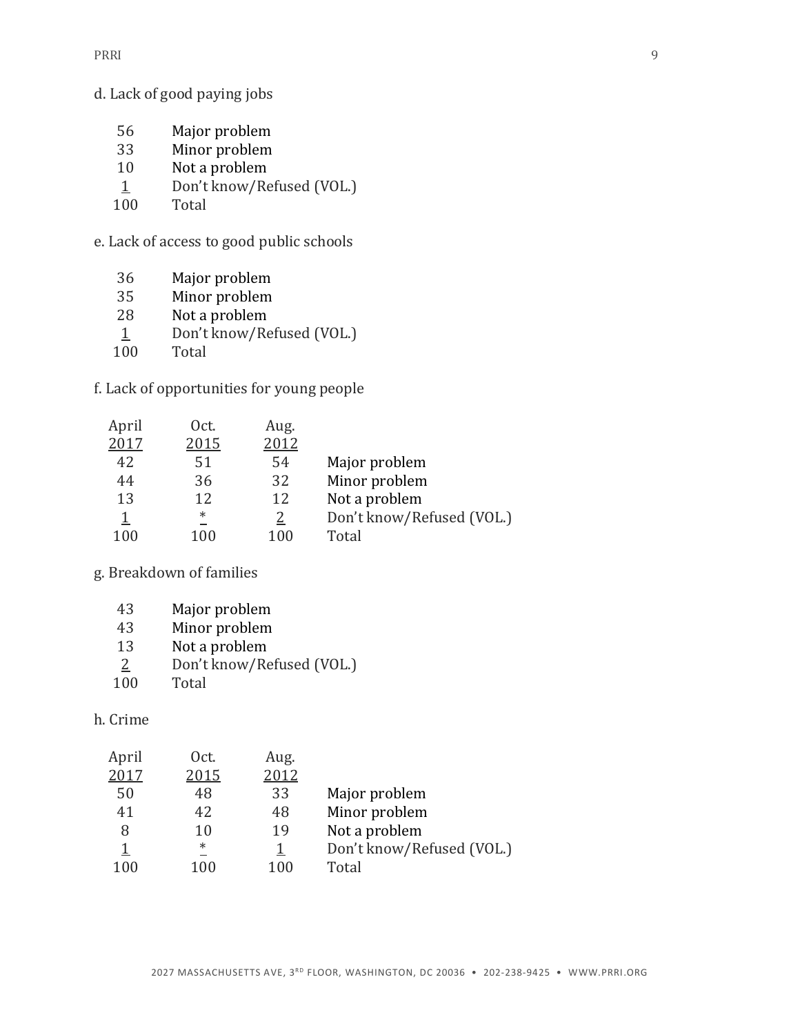d. Lack of good paying jobs

| | |
|---|---|
| 56 | Major problem |
| 33 | Minor problem |
| 10 | Not a problem |
| 1 | Don't know/Refused (VOL.) |
| 100 | Total |

e. Lack of access to good public schools

| | |
|---|---|
| 36 | Major problem |
| 35 | Minor problem |
| 28 | Not a problem |
| 1 | Don't know/Refused (VOL.) |
| 100 | Total |

f. Lack of opportunities for young people

| April 2017 | Oct. 2015 | Aug. 2012 | |
|---|---|---|---|
| 42 | 51 | 54 | Major problem |
| 44 | 36 | 32 | Minor problem |
| 13 | 12 | 12 | Not a problem |
| 1 | * | 2 | Don't know/Refused (VOL.) |
| 100 | 100 | 100 | Total |

g. Breakdown of families

| | |
|---|---|
| 43 | Major problem |
| 43 | Minor problem |
| 13 | Not a problem |
| 2 | Don't know/Refused (VOL.) |
| 100 | Total |

h. Crime

| April 2017 | Oct. 2015 | Aug. 2012 | |
|---|---|---|---|
| 50 | 48 | 33 | Major problem |
| 41 | 42 | 48 | Minor problem |
| 8 | 10 | 19 | Not a problem |
| 1 | * | 1 | Don't know/Refused (VOL.) |
| 100 | 100 | 100 | Total |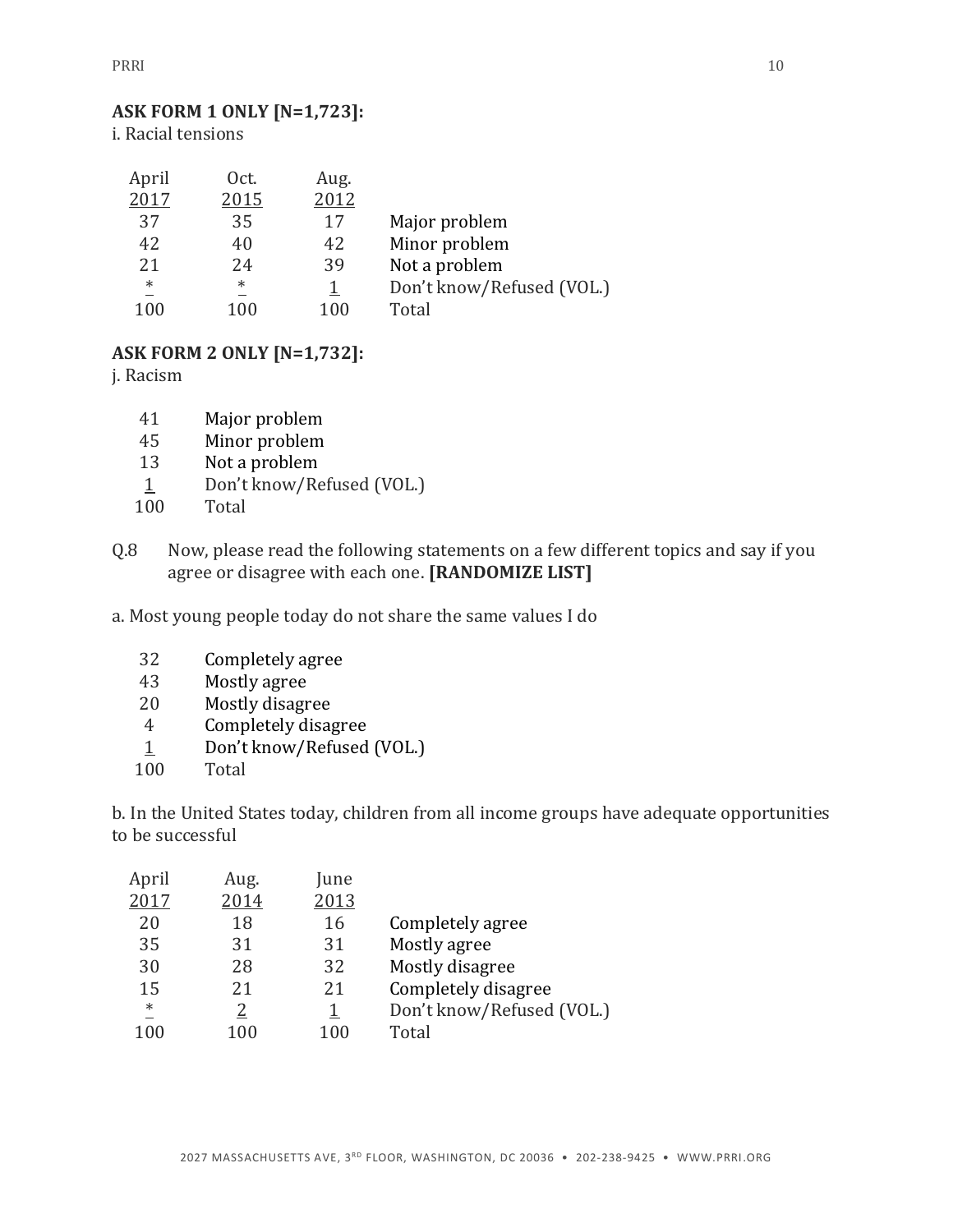**ASK FORM 1 ONLY [N=1,723]:**

i. Racial tensions

| April 2017 | Oct. 2015 | Aug. 2012 | |
|---|---|---|---|
| 37 | 35 | 17 | Major problem |
| 42 | 40 | 42 | Minor problem |
| 21 | 24 | 39 | Not a problem |
| * | * | 1 | Don't know/Refused (VOL.) |
| 100 | 100 | 100 | Total |

**ASK FORM 2 ONLY [N=1,732]:**

j. Racism

| | |
|---|---|
| 41 | Major problem |
| 45 | Minor problem |
| 13 | Not a problem |
| 1 | Don't know/Refused (VOL.) |
| 100 | Total |

Q.8 Now, please read the following statements on a few different topics and say if you agree or disagree with each one. **[RANDOMIZE LIST]**

a. Most young people today do not share the same values I do

| | |
|---|---|
| 32 | Completely agree |
| 43 | Mostly agree |
| 20 | Mostly disagree |
| 4 | Completely disagree |
| 1 | Don't know/Refused (VOL.) |
| 100 | Total |

b. In the United States today, children from all income groups have adequate opportunities to be successful

| April 2017 | Aug. 2014 | June 2013 | |
|---|---|---|---|
| 20 | 18 | 16 | Completely agree |
| 35 | 31 | 31 | Mostly agree |
| 30 | 28 | 32 | Mostly disagree |
| 15 | 21 | 21 | Completely disagree |
| * | 2 | 1 | Don't know/Refused (VOL.) |
| 100 | 100 | 100 | Total |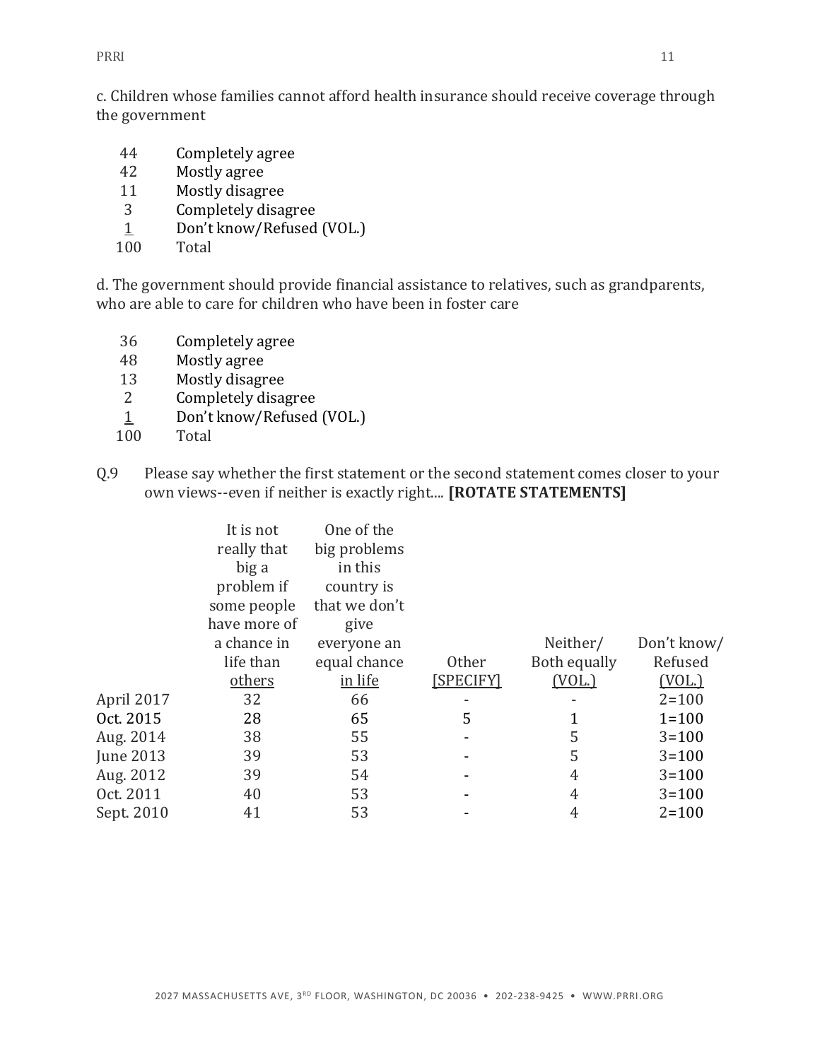c. Children whose families cannot afford health insurance should receive coverage through the government

| | |
|---|---|
| 44 | Completely agree |
| 42 | Mostly agree |
| 11 | Mostly disagree |
| 3 | Completely disagree |
| 1 | Don't know/Refused (VOL.) |
| 100 | Total |

d. The government should provide financial assistance to relatives, such as grandparents, who are able to care for children who have been in foster care

| | |
|---|---|
| 36 | Completely agree |
| 48 | Mostly agree |
| 13 | Mostly disagree |
| 2 | Completely disagree |
| 1 | Don't know/Refused (VOL.) |
| 100 | Total |

Q.9 Please say whether the first statement or the second statement comes closer to your own views--even if neither is exactly right.... **[ROTATE STATEMENTS]**

| | It is not really that big a problem if some people have more of a chance in life than others | One of the big problems in this country is that we don't give everyone an equal chance in life | Other [SPECIFY] | Neither/ Both equally (VOL.) | Don't know/ Refused (VOL.) |
|---|---|---|---|---|---|
| April 2017 | 32 | 66 | - | - | 2=100 |
| Oct. 2015 | 28 | 65 | 5 | 1 | 1=100 |
| Aug. 2014 | 38 | 55 | - | 5 | 3=100 |
| June 2013 | 39 | 53 | - | 5 | 3=100 |
| Aug. 2012 | 39 | 54 | - | 4 | 3=100 |
| Oct. 2011 | 40 | 53 | - | 4 | 3=100 |
| Sept. 2010 | 41 | 53 | - | 4 | 2=100 |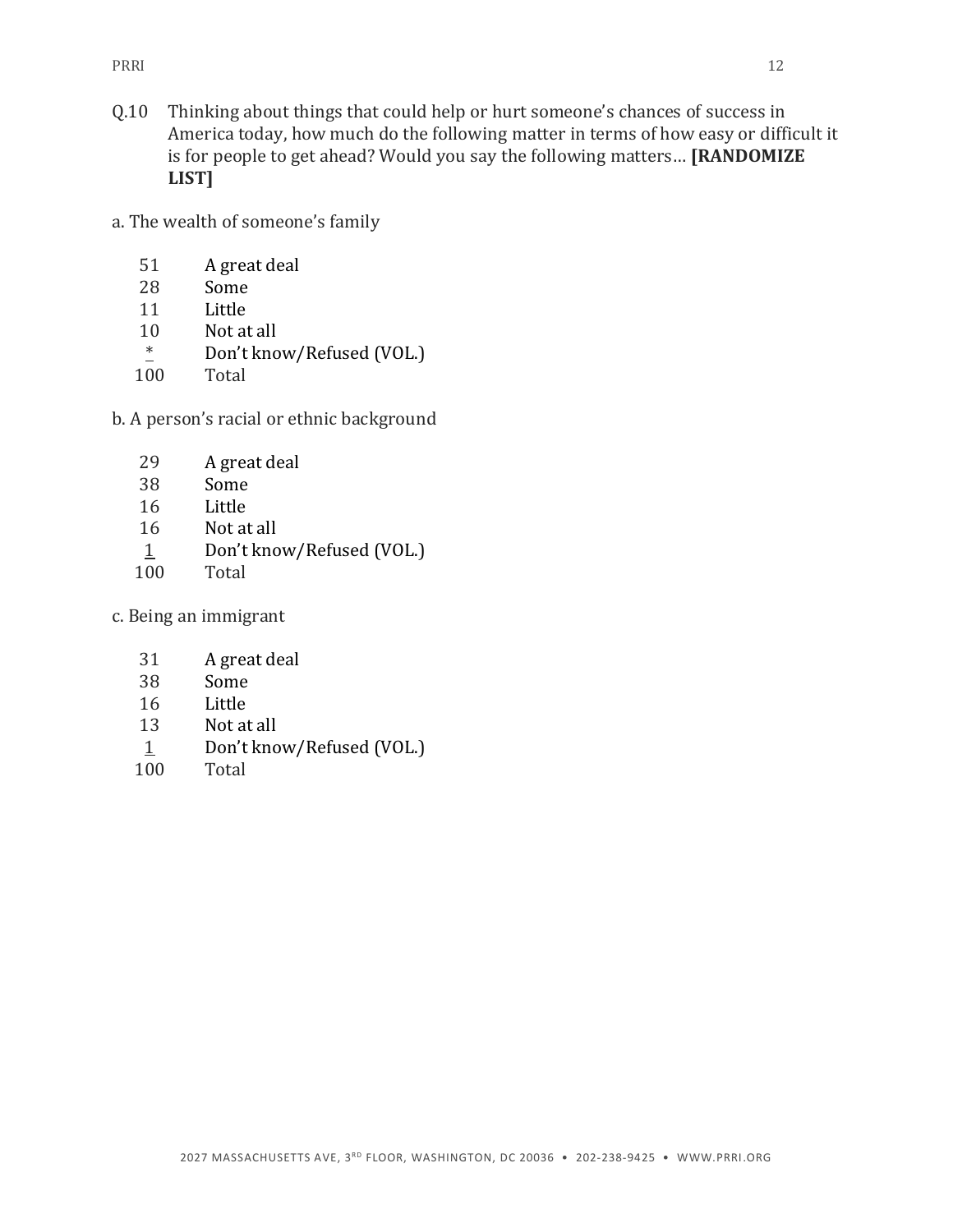Q.10 Thinking about things that could help or hurt someone's chances of success in America today, how much do the following matter in terms of how easy or difficult it is for people to get ahead? Would you say the following matters… **[RANDOMIZE LIST]**

a. The wealth of someone's family

| | |
|---|---|
| 51 | A great deal |
| 28 | Some |
| 11 | Little |
| 10 | Not at all |
| * | Don't know/Refused (VOL.) |
| 100 | Total |

b. A person's racial or ethnic background

| | |
|---|---|
| 29 | A great deal |
| 38 | Some |
| 16 | Little |
| 16 | Not at all |
| 1 | Don't know/Refused (VOL.) |
| 100 | Total |

c. Being an immigrant

| | |
|---|---|
| 31 | A great deal |
| 38 | Some |
| 16 | Little |
| 13 | Not at all |
| 1 | Don't know/Refused (VOL.) |
| 100 | Total |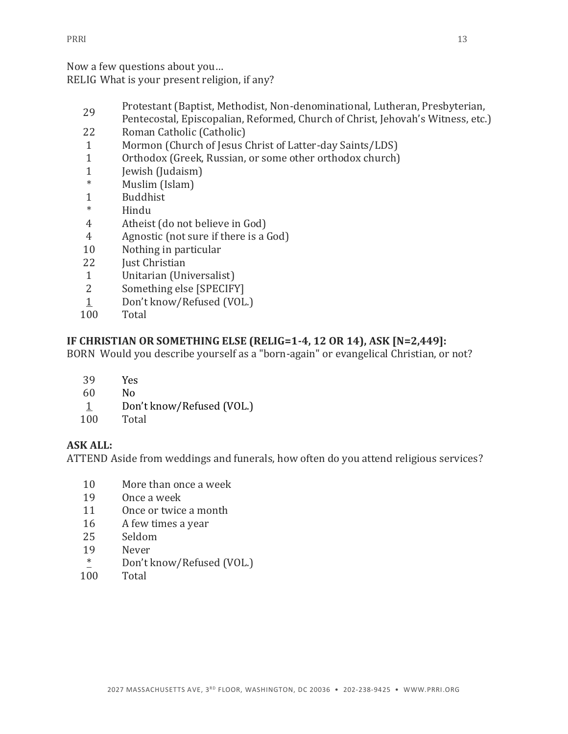Now a few questions about you…
RELIG What is your present religion, if any?

| | |
|---|---|
| 29 | Protestant (Baptist, Methodist, Non-denominational, Lutheran, Presbyterian, Pentecostal, Episcopalian, Reformed, Church of Christ, Jehovah's Witness, etc.) |
| 22 | Roman Catholic (Catholic) |
| 1 | Mormon (Church of Jesus Christ of Latter-day Saints/LDS) |
| 1 | Orthodox (Greek, Russian, or some other orthodox church) |
| 1 | Jewish (Judaism) |
| * | Muslim (Islam) |
| 1 | Buddhist |
| * | Hindu |
| 4 | Atheist (do not believe in God) |
| 4 | Agnostic (not sure if there is a God) |
| 10 | Nothing in particular |
| 22 | Just Christian |
| 1 | Unitarian (Universalist) |
| 2 | Something else [SPECIFY] |
| 1 | Don't know/Refused (VOL.) |
| 100 | Total |

**IF CHRISTIAN OR SOMETHING ELSE (RELIG=1-4, 12 OR 14), ASK [N=2,449]:**
BORN Would you describe yourself as a "born-again" or evangelical Christian, or not?

| | |
|---|---|
| 39 | Yes |
| 60 | No |
| 1 | Don't know/Refused (VOL.) |
| 100 | Total |

**ASK ALL:**
ATTEND Aside from weddings and funerals, how often do you attend religious services?

| | |
|---|---|
| 10 | More than once a week |
| 19 | Once a week |
| 11 | Once or twice a month |
| 16 | A few times a year |
| 25 | Seldom |
| 19 | Never |
| * | Don't know/Refused (VOL.) |
| 100 | Total |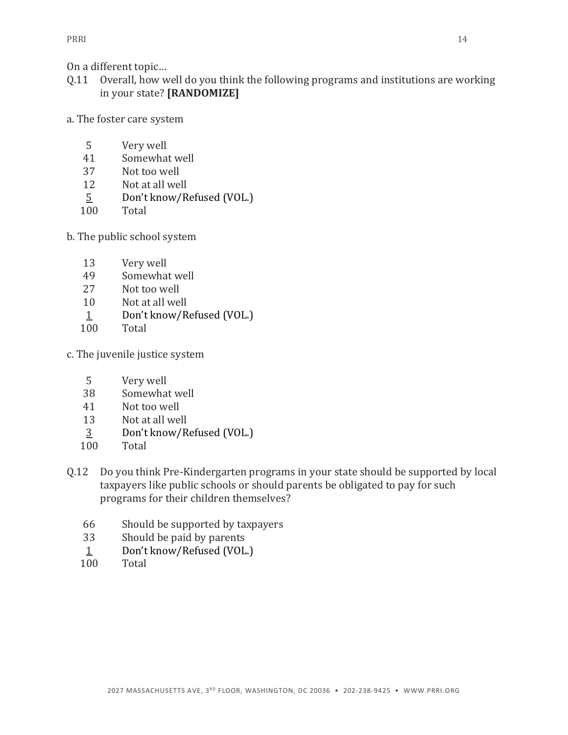On a different topic…

Q.11 Overall, how well do you think the following programs and institutions are working in your state? **[RANDOMIZE]**

a. The foster care system

| | |
|---|---|
| 5 | Very well |
| 41 | Somewhat well |
| 37 | Not too well |
| 12 | Not at all well |
| 5 | Don't know/Refused (VOL.) |
| 100 | Total |

b. The public school system

| | |
|---|---|
| 13 | Very well |
| 49 | Somewhat well |
| 27 | Not too well |
| 10 | Not at all well |
| 1 | Don't know/Refused (VOL.) |
| 100 | Total |

c. The juvenile justice system

| | |
|---|---|
| 5 | Very well |
| 38 | Somewhat well |
| 41 | Not too well |
| 13 | Not at all well |
| 3 | Don't know/Refused (VOL.) |
| 100 | Total |

Q.12 Do you think Pre-Kindergarten programs in your state should be supported by local taxpayers like public schools or should parents be obligated to pay for such programs for their children themselves?

| | |
|---|---|
| 66 | Should be supported by taxpayers |
| 33 | Should be paid by parents |
| 1 | Don't know/Refused (VOL.) |
| 100 | Total |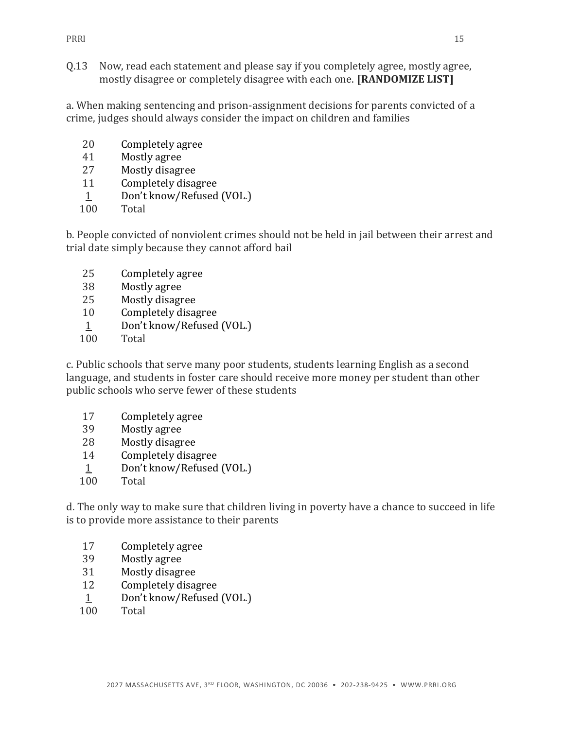Q.13 Now, read each statement and please say if you completely agree, mostly agree, mostly disagree or completely disagree with each one. **[RANDOMIZE LIST]**

a. When making sentencing and prison-assignment decisions for parents convicted of a crime, judges should always consider the impact on children and families

| | |
|---|---|
| 20 | Completely agree |
| 41 | Mostly agree |
| 27 | Mostly disagree |
| 11 | Completely disagree |
| 1 | Don't know/Refused (VOL.) |
| 100 | Total |

b. People convicted of nonviolent crimes should not be held in jail between their arrest and trial date simply because they cannot afford bail

| | |
|---|---|
| 25 | Completely agree |
| 38 | Mostly agree |
| 25 | Mostly disagree |
| 10 | Completely disagree |
| 1 | Don't know/Refused (VOL.) |
| 100 | Total |

c. Public schools that serve many poor students, students learning English as a second language, and students in foster care should receive more money per student than other public schools who serve fewer of these students

| | |
|---|---|
| 17 | Completely agree |
| 39 | Mostly agree |
| 28 | Mostly disagree |
| 14 | Completely disagree |
| 1 | Don't know/Refused (VOL.) |
| 100 | Total |

d. The only way to make sure that children living in poverty have a chance to succeed in life is to provide more assistance to their parents

| | |
|---|---|
| 17 | Completely agree |
| 39 | Mostly agree |
| 31 | Mostly disagree |
| 12 | Completely disagree |
| 1 | Don't know/Refused (VOL.) |
| 100 | Total |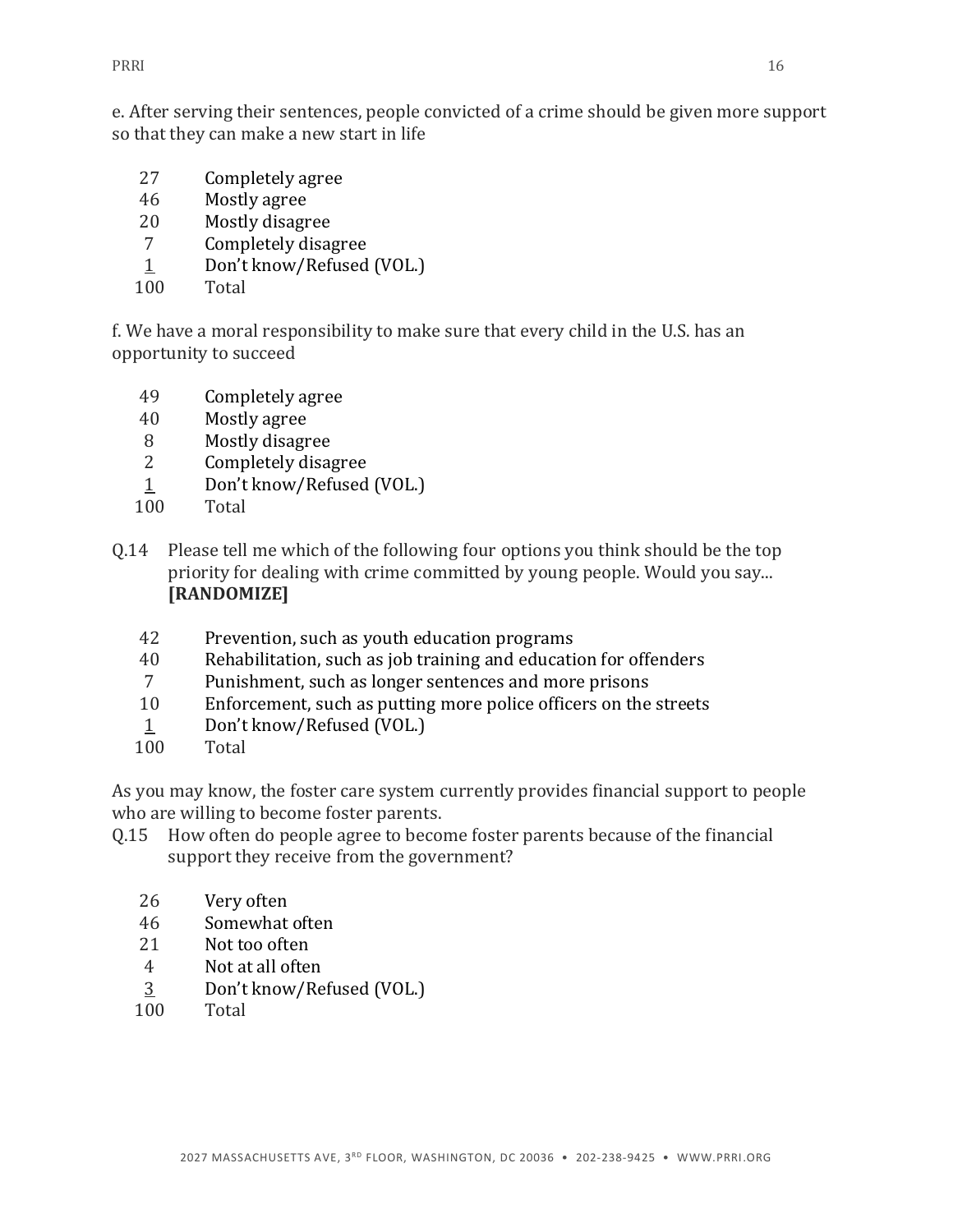e. After serving their sentences, people convicted of a crime should be given more support so that they can make a new start in life

| | |
|---|---|
| 27 | Completely agree |
| 46 | Mostly agree |
| 20 | Mostly disagree |
| 7 | Completely disagree |
| 1 | Don't know/Refused (VOL.) |
| 100 | Total |

f. We have a moral responsibility to make sure that every child in the U.S. has an opportunity to succeed

| | |
|---|---|
| 49 | Completely agree |
| 40 | Mostly agree |
| 8 | Mostly disagree |
| 2 | Completely disagree |
| 1 | Don't know/Refused (VOL.) |
| 100 | Total |

Q.14 Please tell me which of the following four options you think should be the top priority for dealing with crime committed by young people. Would you say... **[RANDOMIZE]**

| | |
|---|---|
| 42 | Prevention, such as youth education programs |
| 40 | Rehabilitation, such as job training and education for offenders |
| 7 | Punishment, such as longer sentences and more prisons |
| 10 | Enforcement, such as putting more police officers on the streets |
| 1 | Don't know/Refused (VOL.) |
| 100 | Total |

As you may know, the foster care system currently provides financial support to people who are willing to become foster parents.

Q.15 How often do people agree to become foster parents because of the financial support they receive from the government?

| | |
|---|---|
| 26 | Very often |
| 46 | Somewhat often |
| 21 | Not too often |
| 4 | Not at all often |
| 3 | Don't know/Refused (VOL.) |
| 100 | Total |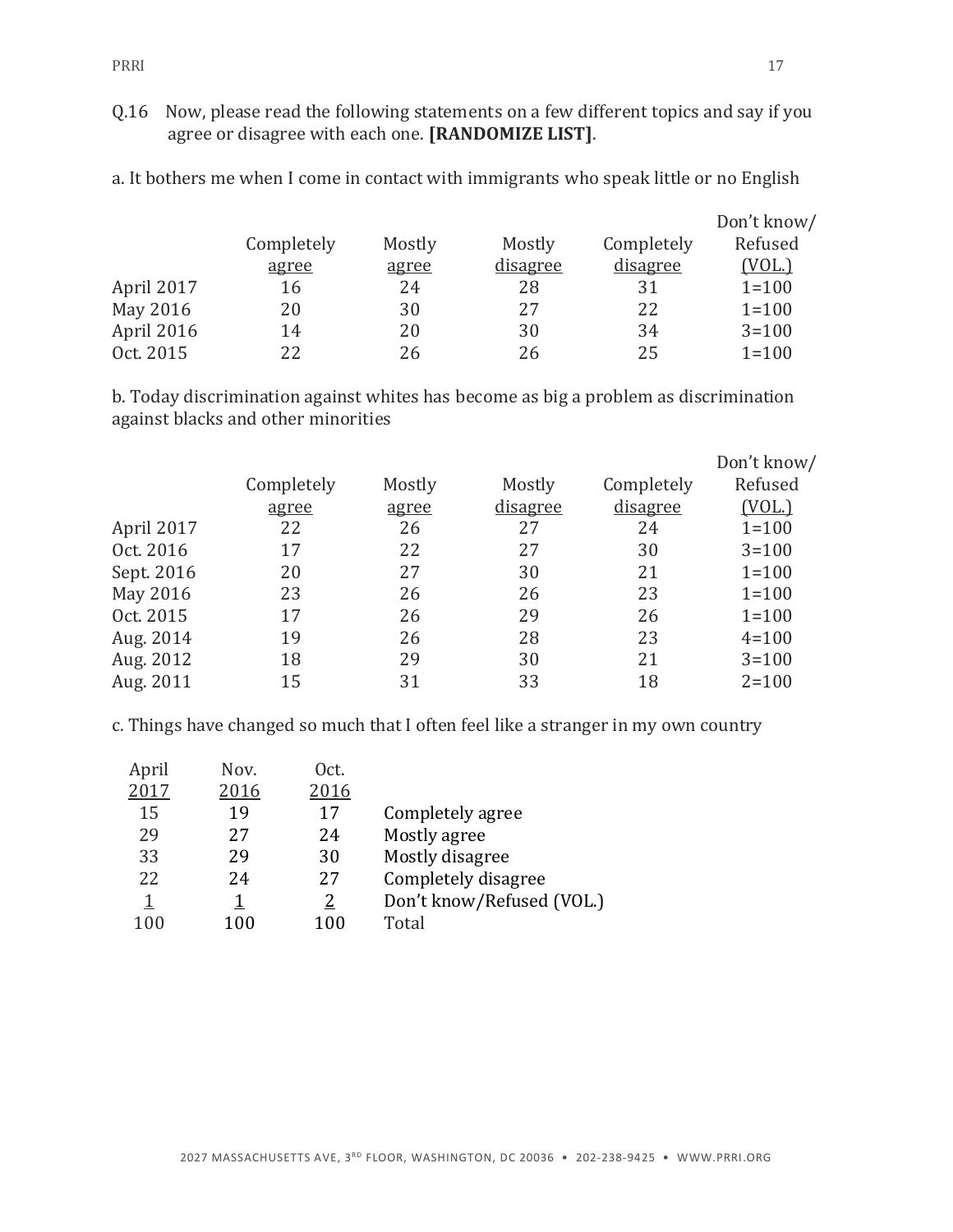Q.16 Now, please read the following statements on a few different topics and say if you agree or disagree with each one. **[RANDOMIZE LIST]**.

a. It bothers me when I come in contact with immigrants who speak little or no English

| | Completely agree | Mostly agree | Mostly disagree | Completely disagree | Don't know/ Refused (VOL.) |
|---|---|---|---|---|---|
| April 2017 | 16 | 24 | 28 | 31 | 1=100 |
| May 2016 | 20 | 30 | 27 | 22 | 1=100 |
| April 2016 | 14 | 20 | 30 | 34 | 3=100 |
| Oct. 2015 | 22 | 26 | 26 | 25 | 1=100 |

b. Today discrimination against whites has become as big a problem as discrimination against blacks and other minorities

| | Completely agree | Mostly agree | Mostly disagree | Completely disagree | Don't know/ Refused (VOL.) |
|---|---|---|---|---|---|
| April 2017 | 22 | 26 | 27 | 24 | 1=100 |
| Oct. 2016 | 17 | 22 | 27 | 30 | 3=100 |
| Sept. 2016 | 20 | 27 | 30 | 21 | 1=100 |
| May 2016 | 23 | 26 | 26 | 23 | 1=100 |
| Oct. 2015 | 17 | 26 | 29 | 26 | 1=100 |
| Aug. 2014 | 19 | 26 | 28 | 23 | 4=100 |
| Aug. 2012 | 18 | 29 | 30 | 21 | 3=100 |
| Aug. 2011 | 15 | 31 | 33 | 18 | 2=100 |

c. Things have changed so much that I often feel like a stranger in my own country

| April 2017 | Nov. 2016 | Oct. 2016 | |
|---|---|---|---|
| 15 | 19 | 17 | Completely agree |
| 29 | 27 | 24 | Mostly agree |
| 33 | 29 | 30 | Mostly disagree |
| 22 | 24 | 27 | Completely disagree |
| 1 | 1 | 2 | Don't know/Refused (VOL.) |
| 100 | 100 | 100 | Total |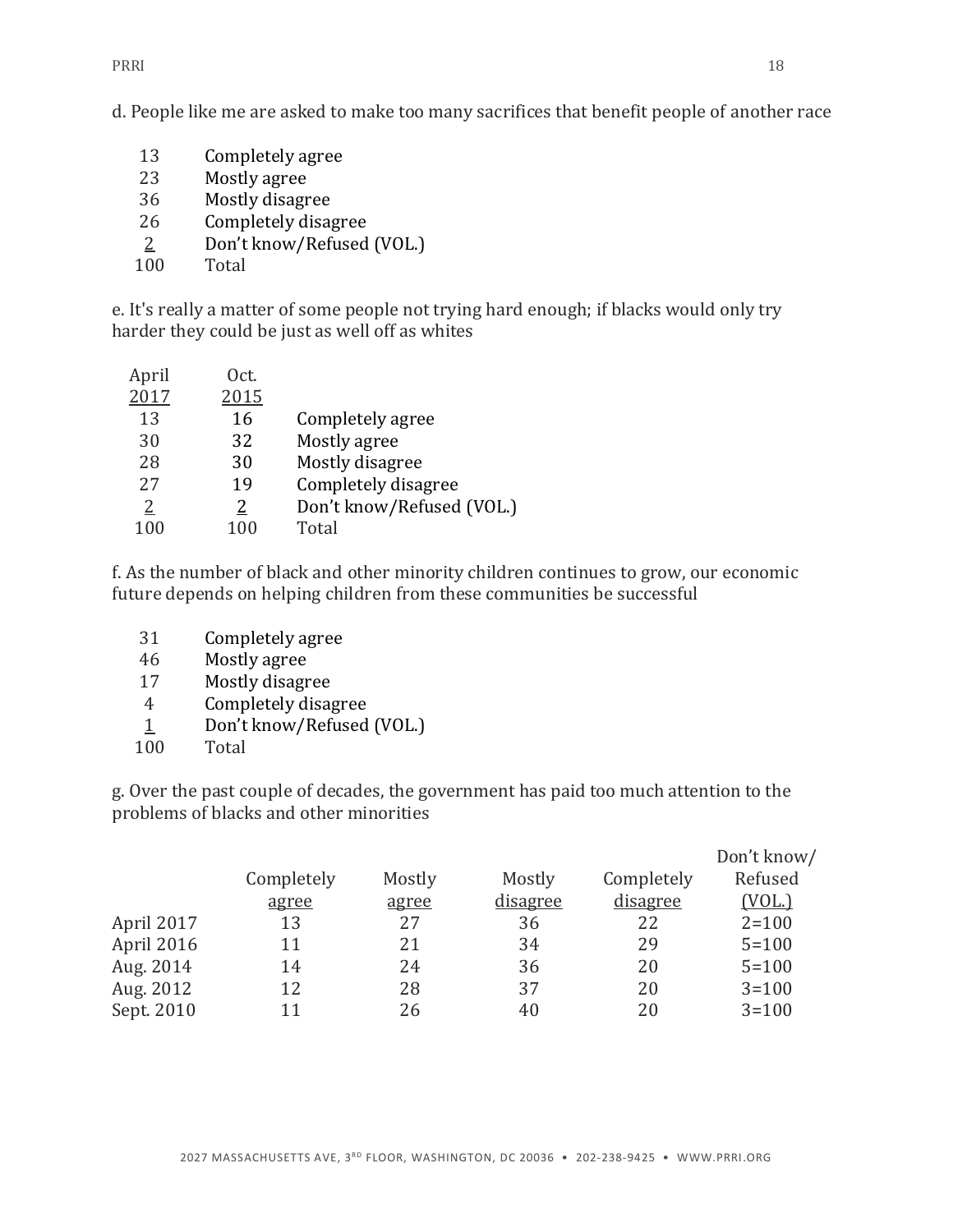d. People like me are asked to make too many sacrifices that benefit people of another race

| | |
|---|---|
| 13 | Completely agree |
| 23 | Mostly agree |
| 36 | Mostly disagree |
| 26 | Completely disagree |
| 2 | Don't know/Refused (VOL.) |
| 100 | Total |

e. It's really a matter of some people not trying hard enough; if blacks would only try harder they could be just as well off as whites

| April 2017 | Oct. 2015 | |
|---|---|---|
| 13 | 16 | Completely agree |
| 30 | 32 | Mostly agree |
| 28 | 30 | Mostly disagree |
| 27 | 19 | Completely disagree |
| 2 | 2 | Don't know/Refused (VOL.) |
| 100 | 100 | Total |

f. As the number of black and other minority children continues to grow, our economic future depends on helping children from these communities be successful

| | |
|---|---|
| 31 | Completely agree |
| 46 | Mostly agree |
| 17 | Mostly disagree |
| 4 | Completely disagree |
| 1 | Don't know/Refused (VOL.) |
| 100 | Total |

g. Over the past couple of decades, the government has paid too much attention to the problems of blacks and other minorities

| | Completely agree | Mostly agree | Mostly disagree | Completely disagree | Don't know/ Refused (VOL.) |
|---|---|---|---|---|---|
| April 2017 | 13 | 27 | 36 | 22 | 2=100 |
| April 2016 | 11 | 21 | 34 | 29 | 5=100 |
| Aug. 2014 | 14 | 24 | 36 | 20 | 5=100 |
| Aug. 2012 | 12 | 28 | 37 | 20 | 3=100 |
| Sept. 2010 | 11 | 26 | 40 | 20 | 3=100 |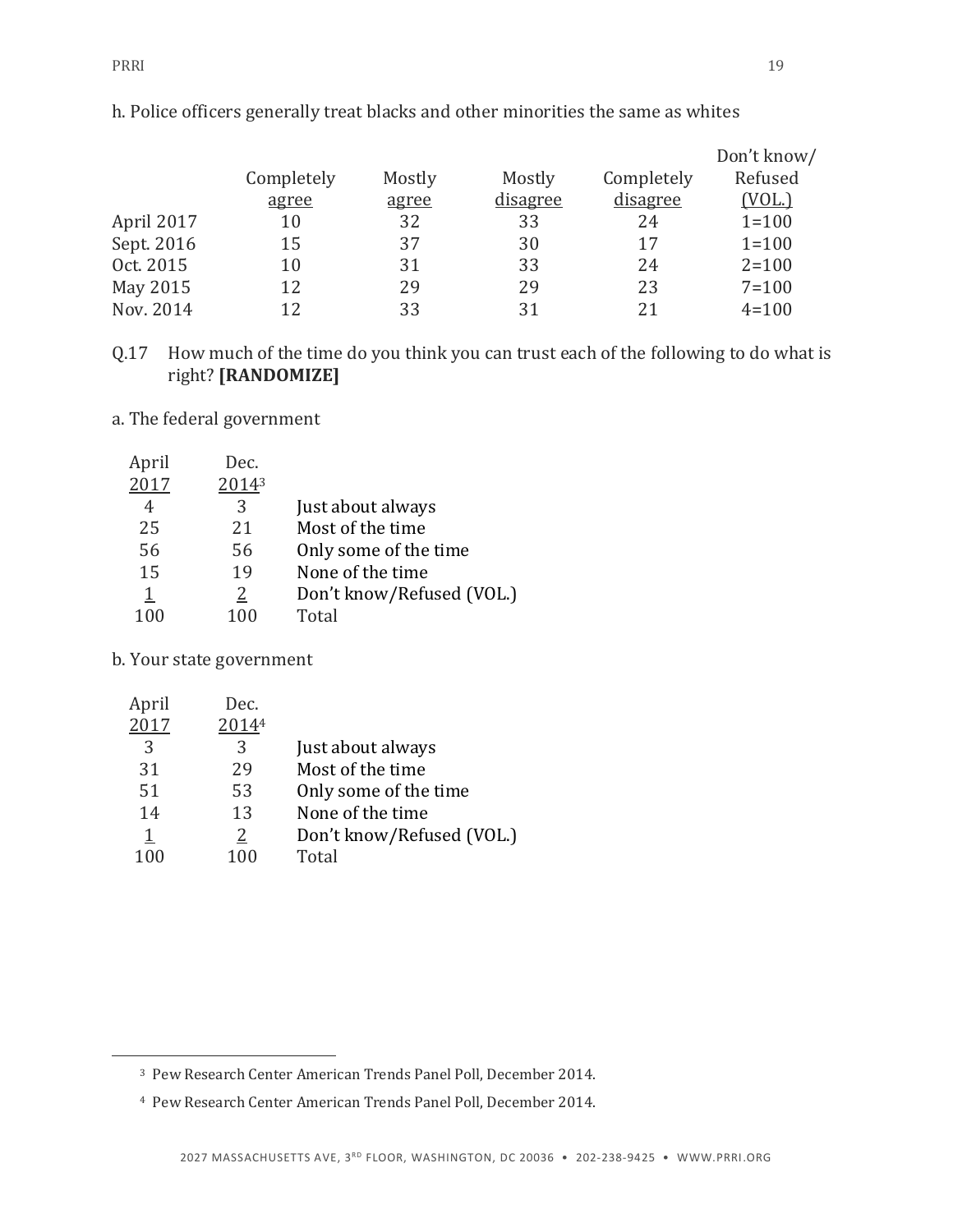h. Police officers generally treat blacks and other minorities the same as whites

| | Completely agree | Mostly agree | Mostly disagree | Completely disagree | Don't know/ Refused (VOL.) |
|---|---|---|---|---|---|
| April 2017 | 10 | 32 | 33 | 24 | 1=100 |
| Sept. 2016 | 15 | 37 | 30 | 17 | 1=100 |
| Oct. 2015 | 10 | 31 | 33 | 24 | 2=100 |
| May 2015 | 12 | 29 | 29 | 23 | 7=100 |
| Nov. 2014 | 12 | 33 | 31 | 21 | 4=100 |

Q.17 How much of the time do you think you can trust each of the following to do what is right? **[RANDOMIZE]**

a. The federal government

| April 2017 | Dec. 2014[3] | |
|---|---|---|
| 4 | 3 | Just about always |
| 25 | 21 | Most of the time |
| 56 | 56 | Only some of the time |
| 15 | 19 | None of the time |
| 1 | 2 | Don't know/Refused (VOL.) |
| 100 | 100 | Total |

b. Your state government

| April 2017 | Dec. 2014[4] | |
|---|---|---|
| 3 | 3 | Just about always |
| 31 | 29 | Most of the time |
| 51 | 53 | Only some of the time |
| 14 | 13 | None of the time |
| 1 | 2 | Don't know/Refused (VOL.) |
| 100 | 100 | Total |

[3] Pew Research Center American Trends Panel Poll, December 2014.

[4] Pew Research Center American Trends Panel Poll, December 2014.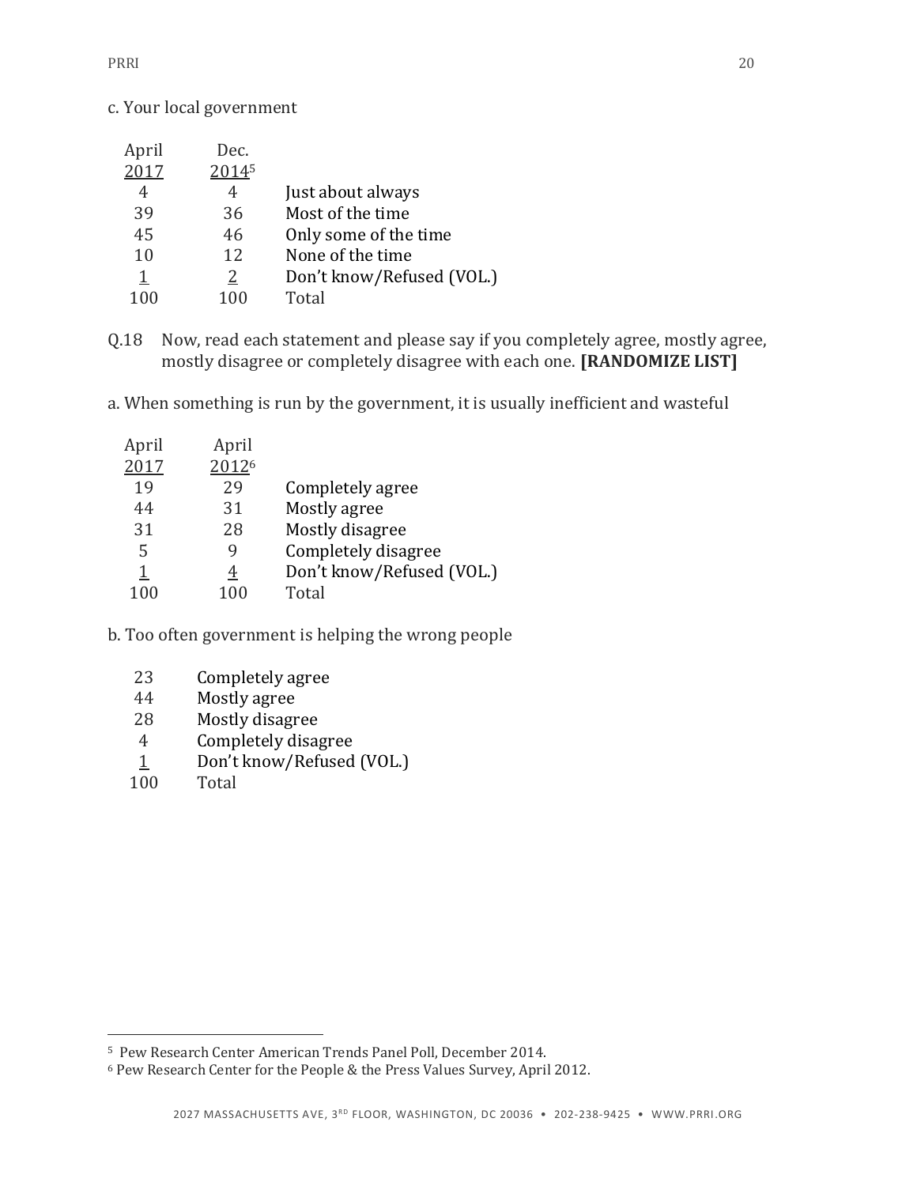c. Your local government

| April 2017 | Dec. 2014[5] | |
|---|---|---|
| 4 | 4 | Just about always |
| 39 | 36 | Most of the time |
| 45 | 46 | Only some of the time |
| 10 | 12 | None of the time |
| 1 | 2 | Don't know/Refused (VOL.) |
| 100 | 100 | Total |

Q.18 Now, read each statement and please say if you completely agree, mostly agree, mostly disagree or completely disagree with each one. **[RANDOMIZE LIST]**

a. When something is run by the government, it is usually inefficient and wasteful

| April 2017 | April 2012[6] | |
|---|---|---|
| 19 | 29 | Completely agree |
| 44 | 31 | Mostly agree |
| 31 | 28 | Mostly disagree |
| 5 | 9 | Completely disagree |
| 1 | 4 | Don't know/Refused (VOL.) |
| 100 | 100 | Total |

b. Too often government is helping the wrong people

| | |
|---|---|
| 23 | Completely agree |
| 44 | Mostly agree |
| 28 | Mostly disagree |
| 4 | Completely disagree |
| 1 | Don't know/Refused (VOL.) |
| 100 | Total |

[5] Pew Research Center American Trends Panel Poll, December 2014.

[6] Pew Research Center for the People & the Press Values Survey, April 2012.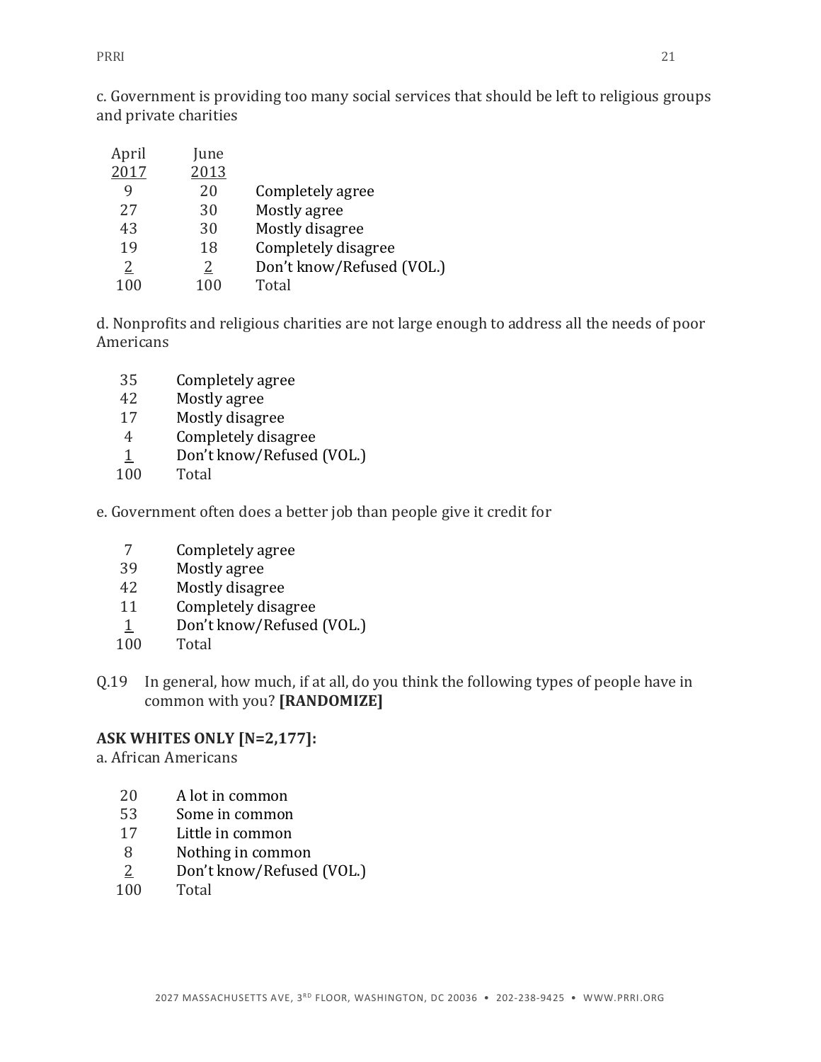c. Government is providing too many social services that should be left to religious groups and private charities

| April 2017 | June 2013 | |
|---|---|---|
| 9 | 20 | Completely agree |
| 27 | 30 | Mostly agree |
| 43 | 30 | Mostly disagree |
| 19 | 18 | Completely disagree |
| 2 | 2 | Don't know/Refused (VOL.) |
| 100 | 100 | Total |

d. Nonprofits and religious charities are not large enough to address all the needs of poor Americans

| | |
|---|---|
| 35 | Completely agree |
| 42 | Mostly agree |
| 17 | Mostly disagree |
| 4 | Completely disagree |
| 1 | Don't know/Refused (VOL.) |
| 100 | Total |

e. Government often does a better job than people give it credit for

| | |
|---|---|
| 7 | Completely agree |
| 39 | Mostly agree |
| 42 | Mostly disagree |
| 11 | Completely disagree |
| 1 | Don't know/Refused (VOL.) |
| 100 | Total |

Q.19 In general, how much, if at all, do you think the following types of people have in common with you? **[RANDOMIZE]**

**ASK WHITES ONLY [N=2,177]:**

a. African Americans

| | |
|---|---|
| 20 | A lot in common |
| 53 | Some in common |
| 17 | Little in common |
| 8 | Nothing in common |
| 2 | Don't know/Refused (VOL.) |
| 100 | Total |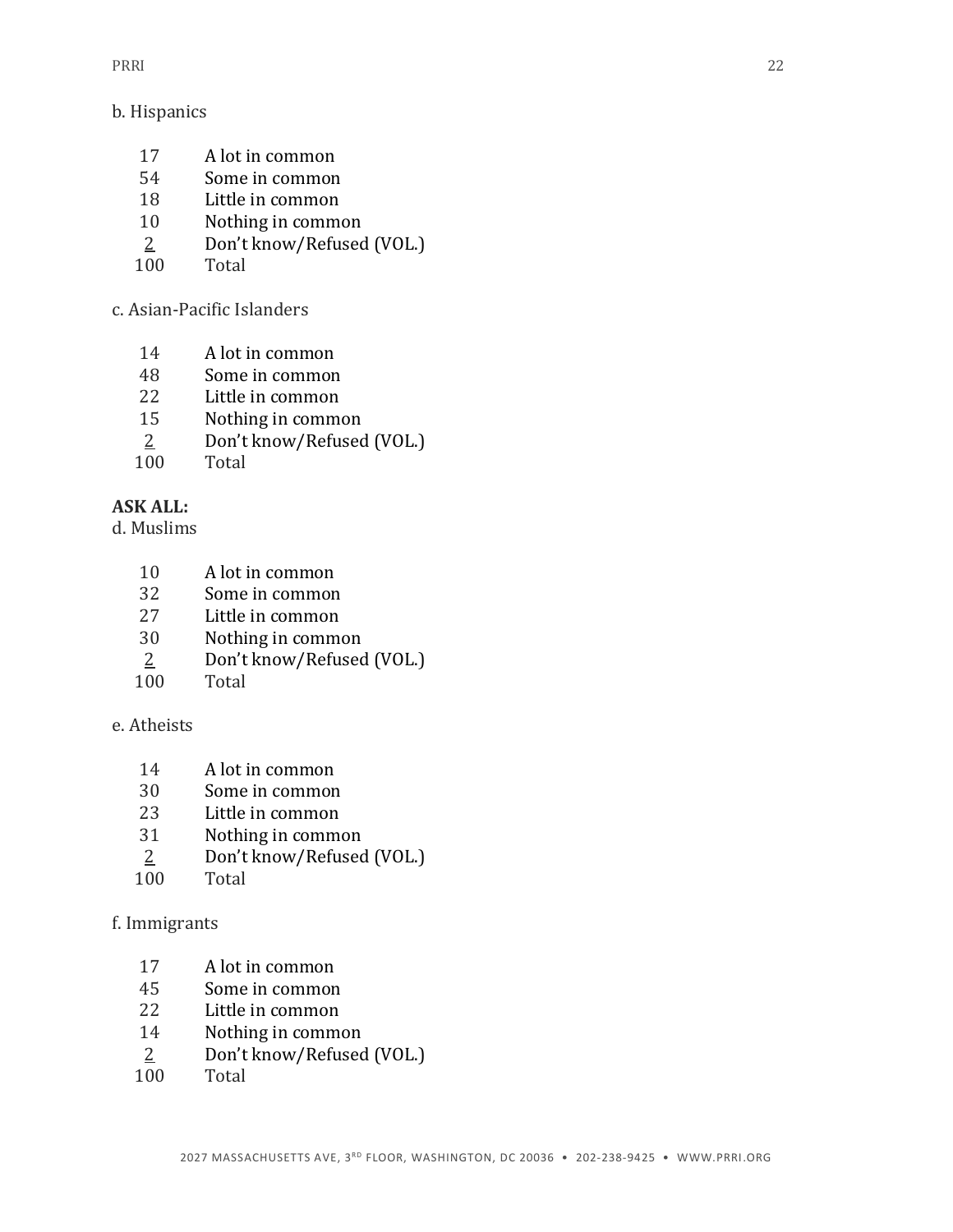b. Hispanics

| | |
|---|---|
| 17 | A lot in common |
| 54 | Some in common |
| 18 | Little in common |
| 10 | Nothing in common |
| 2 | Don't know/Refused (VOL.) |
| 100 | Total |

c. Asian-Pacific Islanders

| | |
|---|---|
| 14 | A lot in common |
| 48 | Some in common |
| 22 | Little in common |
| 15 | Nothing in common |
| 2 | Don't know/Refused (VOL.) |
| 100 | Total |

**ASK ALL:**
d. Muslims

| | |
|---|---|
| 10 | A lot in common |
| 32 | Some in common |
| 27 | Little in common |
| 30 | Nothing in common |
| 2 | Don't know/Refused (VOL.) |
| 100 | Total |

e. Atheists

| | |
|---|---|
| 14 | A lot in common |
| 30 | Some in common |
| 23 | Little in common |
| 31 | Nothing in common |
| 2 | Don't know/Refused (VOL.) |
| 100 | Total |

f. Immigrants

| | |
|---|---|
| 17 | A lot in common |
| 45 | Some in common |
| 22 | Little in common |
| 14 | Nothing in common |
| 2 | Don't know/Refused (VOL.) |
| 100 | Total |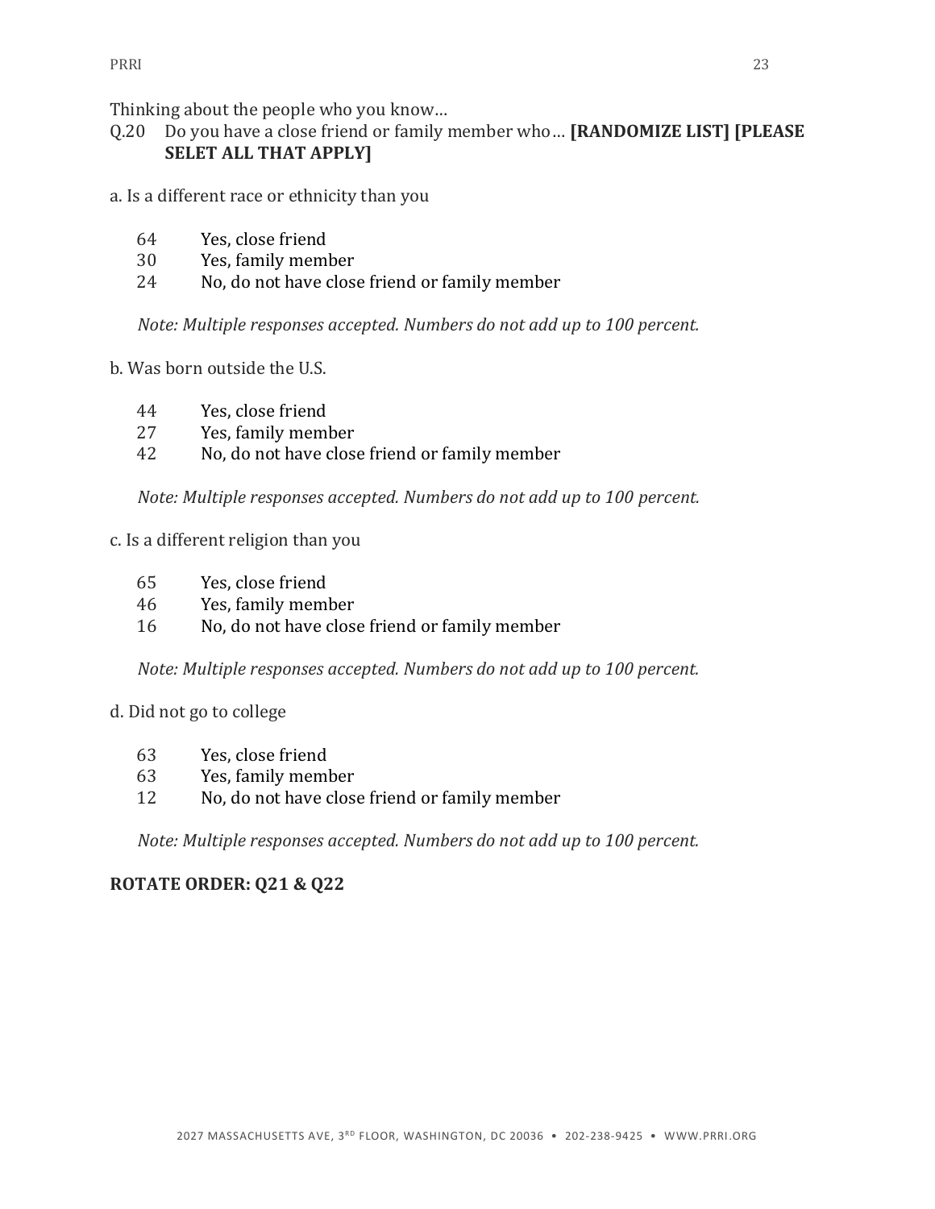Thinking about the people who you know…

Q.20 Do you have a close friend or family member who… **[RANDOMIZE LIST] [PLEASE SELET ALL THAT APPLY]**

a. Is a different race or ethnicity than you

| | |
|---|---|
| 64 | Yes, close friend |
| 30 | Yes, family member |
| 24 | No, do not have close friend or family member |

*Note: Multiple responses accepted. Numbers do not add up to 100 percent.*

b. Was born outside the U.S.

| | |
|---|---|
| 44 | Yes, close friend |
| 27 | Yes, family member |
| 42 | No, do not have close friend or family member |

*Note: Multiple responses accepted. Numbers do not add up to 100 percent.*

c. Is a different religion than you

| | |
|---|---|
| 65 | Yes, close friend |
| 46 | Yes, family member |
| 16 | No, do not have close friend or family member |

*Note: Multiple responses accepted. Numbers do not add up to 100 percent.*

d. Did not go to college

| | |
|---|---|
| 63 | Yes, close friend |
| 63 | Yes, family member |
| 12 | No, do not have close friend or family member |

*Note: Multiple responses accepted. Numbers do not add up to 100 percent.*

**ROTATE ORDER: Q21 & Q22**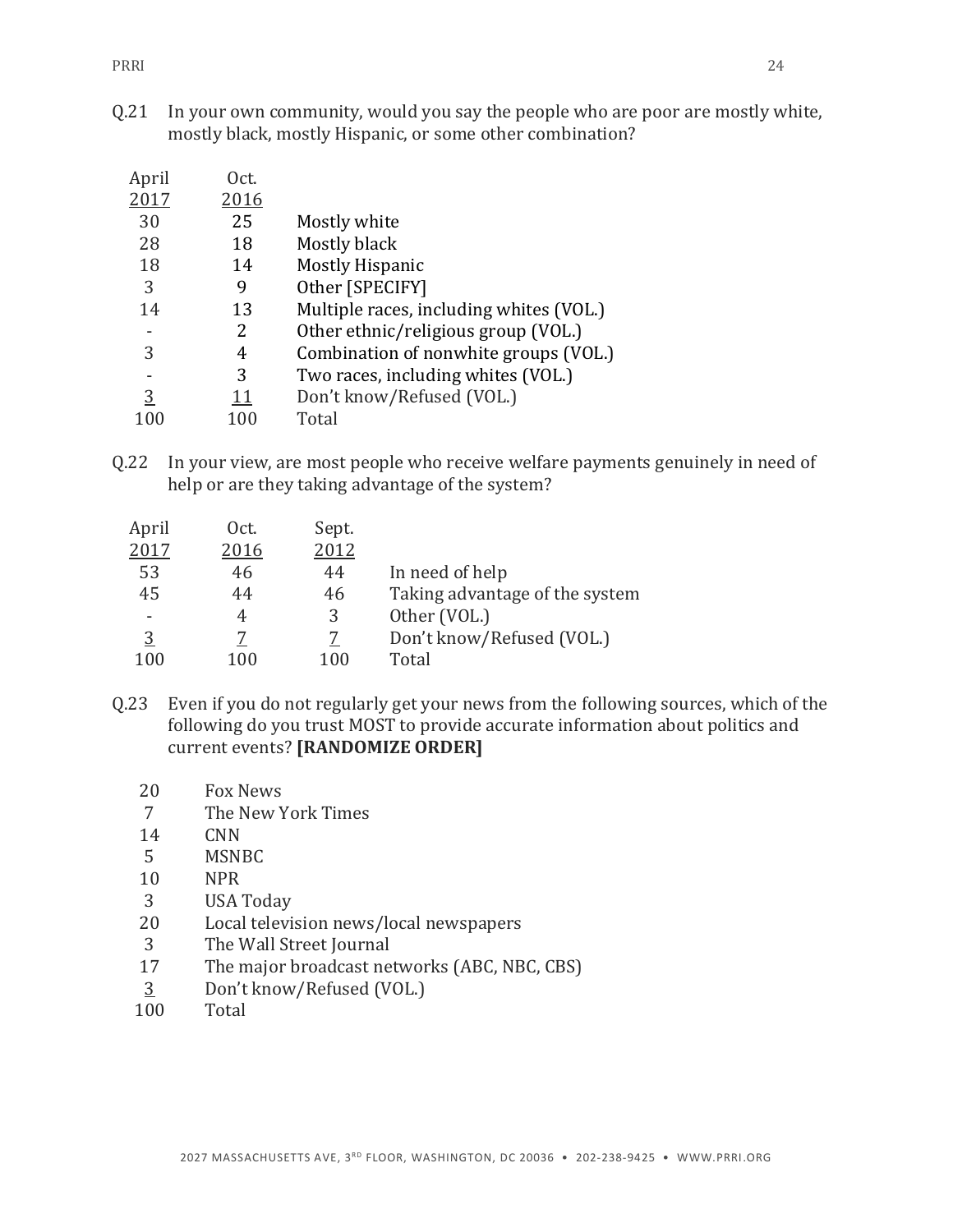Q.21 In your own community, would you say the people who are poor are mostly white, mostly black, mostly Hispanic, or some other combination?

| April 2017 | Oct. 2016 | |
|---|---|---|
| 30 | 25 | Mostly white |
| 28 | 18 | Mostly black |
| 18 | 14 | Mostly Hispanic |
| 3 | 9 | Other [SPECIFY] |
| 14 | 13 | Multiple races, including whites (VOL.) |
| - | 2 | Other ethnic/religious group (VOL.) |
| 3 | 4 | Combination of nonwhite groups (VOL.) |
| - | 3 | Two races, including whites (VOL.) |
| 3 | 11 | Don't know/Refused (VOL.) |
| 100 | 100 | Total |

Q.22 In your view, are most people who receive welfare payments genuinely in need of help or are they taking advantage of the system?

| April 2017 | Oct. 2016 | Sept. 2012 | |
|---|---|---|---|
| 53 | 46 | 44 | In need of help |
| 45 | 44 | 46 | Taking advantage of the system |
| - | 4 | 3 | Other (VOL.) |
| 3 | 7 | 7 | Don't know/Refused (VOL.) |
| 100 | 100 | 100 | Total |

Q.23 Even if you do not regularly get your news from the following sources, which of the following do you trust MOST to provide accurate information about politics and current events? **[RANDOMIZE ORDER]**

| | |
|---|---|
| 20 | Fox News |
| 7 | The New York Times |
| 14 | CNN |
| 5 | MSNBC |
| 10 | NPR |
| 3 | USA Today |
| 20 | Local television news/local newspapers |
| 3 | The Wall Street Journal |
| 17 | The major broadcast networks (ABC, NBC, CBS) |
| 3 | Don't know/Refused (VOL.) |
| 100 | Total |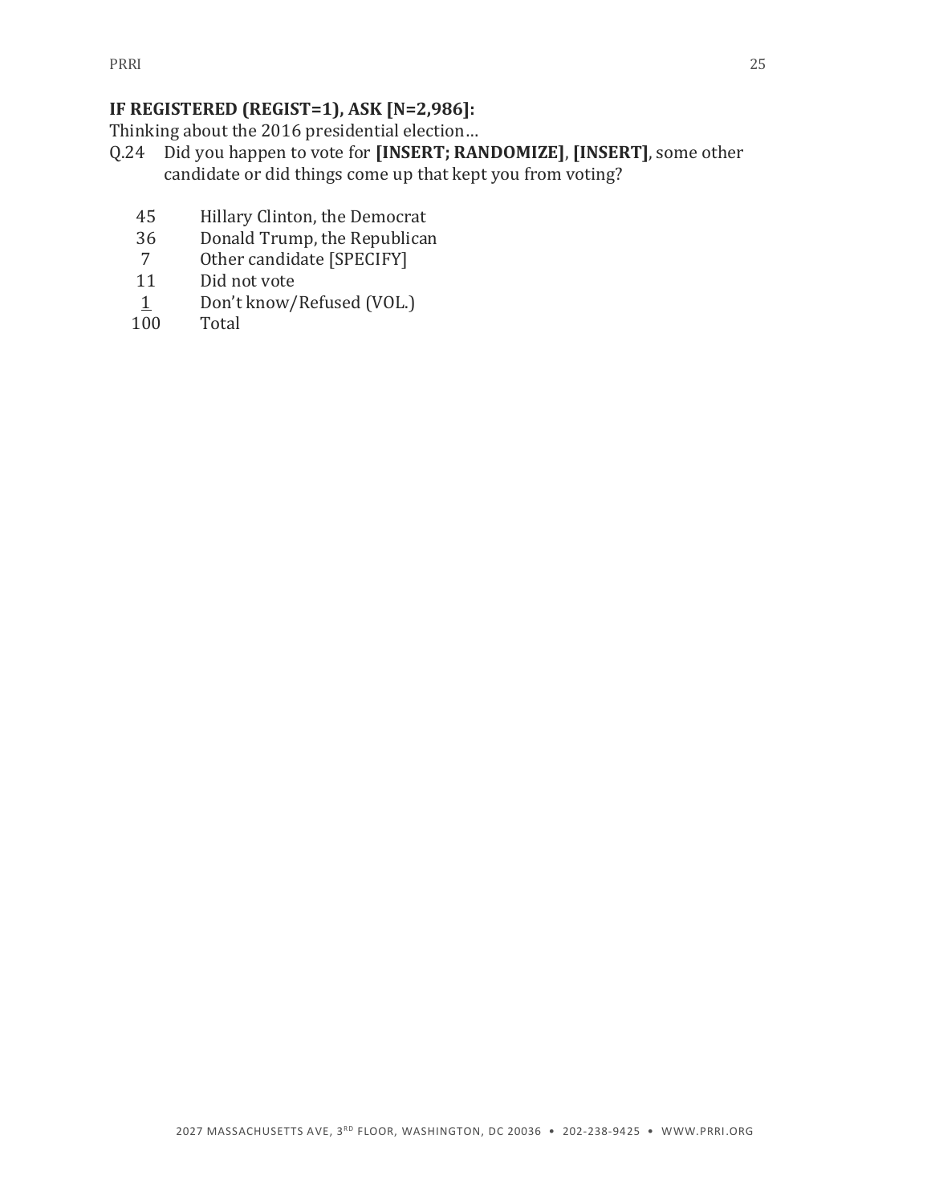**IF REGISTERED (REGIST=1), ASK [N=2,986]:**

Thinking about the 2016 presidential election…

Q.24 Did you happen to vote for **[INSERT; RANDOMIZE]**, **[INSERT]**, some other candidate or did things come up that kept you from voting?

| | |
|---|---|
| 45 | Hillary Clinton, the Democrat |
| 36 | Donald Trump, the Republican |
| 7 | Other candidate [SPECIFY] |
| 11 | Did not vote |
| 1 | Don't know/Refused (VOL.) |
| 100 | Total |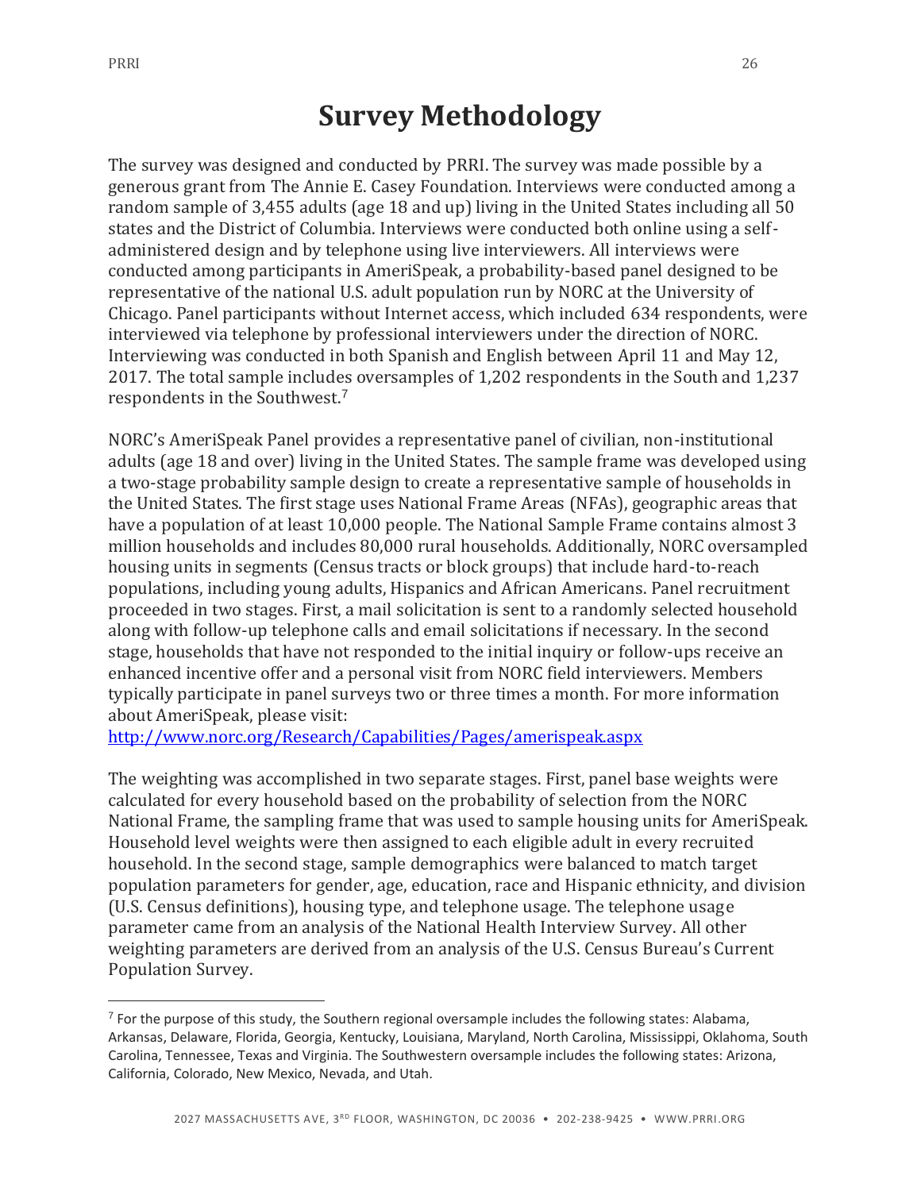# Survey Methodology

The survey was designed and conducted by PRRI. The survey was made possible by a generous grant from The Annie E. Casey Foundation. Interviews were conducted among a random sample of 3,455 adults (age 18 and up) living in the United States including all 50 states and the District of Columbia. Interviews were conducted both online using a self-administered design and by telephone using live interviewers. All interviews were conducted among participants in AmeriSpeak, a probability-based panel designed to be representative of the national U.S. adult population run by NORC at the University of Chicago. Panel participants without Internet access, which included 634 respondents, were interviewed via telephone by professional interviewers under the direction of NORC. Interviewing was conducted in both Spanish and English between April 11 and May 12, 2017. The total sample includes oversamples of 1,202 respondents in the South and 1,237 respondents in the Southwest.[7]

NORC's AmeriSpeak Panel provides a representative panel of civilian, non-institutional adults (age 18 and over) living in the United States. The sample frame was developed using a two-stage probability sample design to create a representative sample of households in the United States. The first stage uses National Frame Areas (NFAs), geographic areas that have a population of at least 10,000 people. The National Sample Frame contains almost 3 million households and includes 80,000 rural households. Additionally, NORC oversampled housing units in segments (Census tracts or block groups) that include hard-to-reach populations, including young adults, Hispanics and African Americans. Panel recruitment proceeded in two stages. First, a mail solicitation is sent to a randomly selected household along with follow-up telephone calls and email solicitations if necessary. In the second stage, households that have not responded to the initial inquiry or follow-ups receive an enhanced incentive offer and a personal visit from NORC field interviewers. Members typically participate in panel surveys two or three times a month. For more information about AmeriSpeak, please visit:
http://www.norc.org/Research/Capabilities/Pages/amerispeak.aspx

The weighting was accomplished in two separate stages. First, panel base weights were calculated for every household based on the probability of selection from the NORC National Frame, the sampling frame that was used to sample housing units for AmeriSpeak. Household level weights were then assigned to each eligible adult in every recruited household. In the second stage, sample demographics were balanced to match target population parameters for gender, age, education, race and Hispanic ethnicity, and division (U.S. Census definitions), housing type, and telephone usage. The telephone usage parameter came from an analysis of the National Health Interview Survey. All other weighting parameters are derived from an analysis of the U.S. Census Bureau's Current Population Survey.

---

[7] For the purpose of this study, the Southern regional oversample includes the following states: Alabama, Arkansas, Delaware, Florida, Georgia, Kentucky, Louisiana, Maryland, North Carolina, Mississippi, Oklahoma, South Carolina, Tennessee, Texas and Virginia. The Southwestern oversample includes the following states: Arizona, California, Colorado, New Mexico, Nevada, and Utah.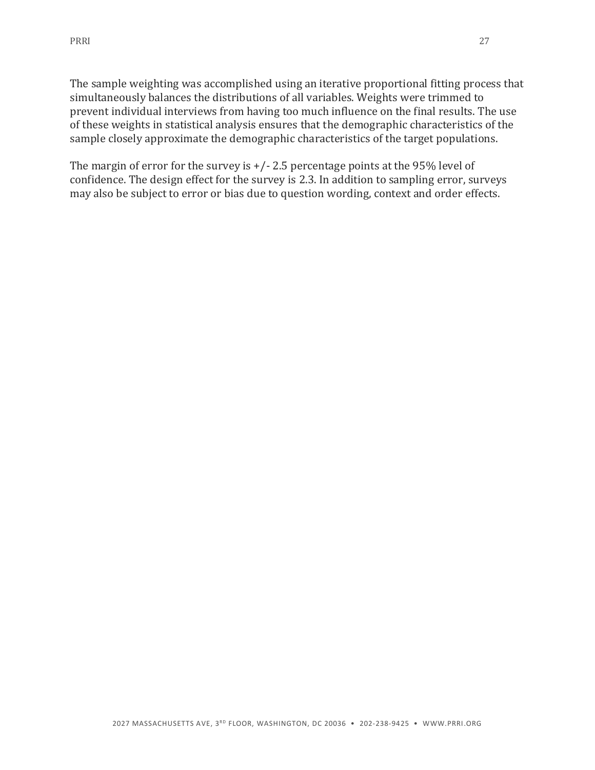The sample weighting was accomplished using an iterative proportional fitting process that simultaneously balances the distributions of all variables. Weights were trimmed to prevent individual interviews from having too much influence on the final results. The use of these weights in statistical analysis ensures that the demographic characteristics of the sample closely approximate the demographic characteristics of the target populations.

The margin of error for the survey is +/- 2.5 percentage points at the 95% level of confidence. The design effect for the survey is 2.3. In addition to sampling error, surveys may also be subject to error or bias due to question wording, context and order effects.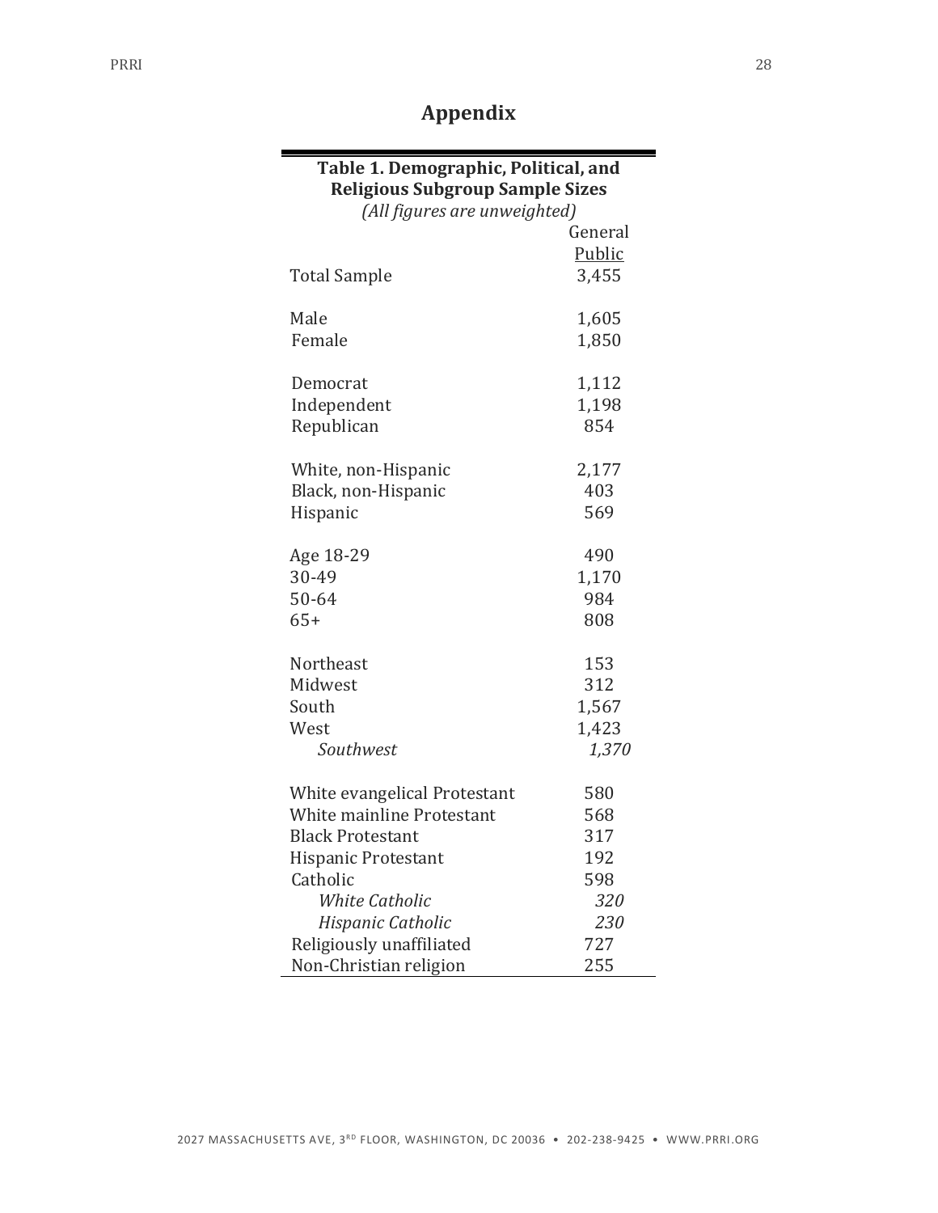# Appendix

**Table 1. Demographic, Political, and Religious Subgroup Sample Sizes**
*(All figures are unweighted)*

| | General Public |
|---|---|
| Total Sample | 3,455 |
| | |
| Male | 1,605 |
| Female | 1,850 |
| | |
| Democrat | 1,112 |
| Independent | 1,198 |
| Republican | 854 |
| | |
| White, non-Hispanic | 2,177 |
| Black, non-Hispanic | 403 |
| Hispanic | 569 |
| | |
| Age 18-29 | 490 |
| 30-49 | 1,170 |
| 50-64 | 984 |
| 65+ | 808 |
| | |
| Northeast | 153 |
| Midwest | 312 |
| South | 1,567 |
| West | 1,423 |
| *Southwest* | *1,370* |
| | |
| White evangelical Protestant | 580 |
| White mainline Protestant | 568 |
| Black Protestant | 317 |
| Hispanic Protestant | 192 |
| Catholic | 598 |
| *White Catholic* | *320* |
| *Hispanic Catholic* | *230* |
| Religiously unaffiliated | 727 |
| Non-Christian religion | 255 |